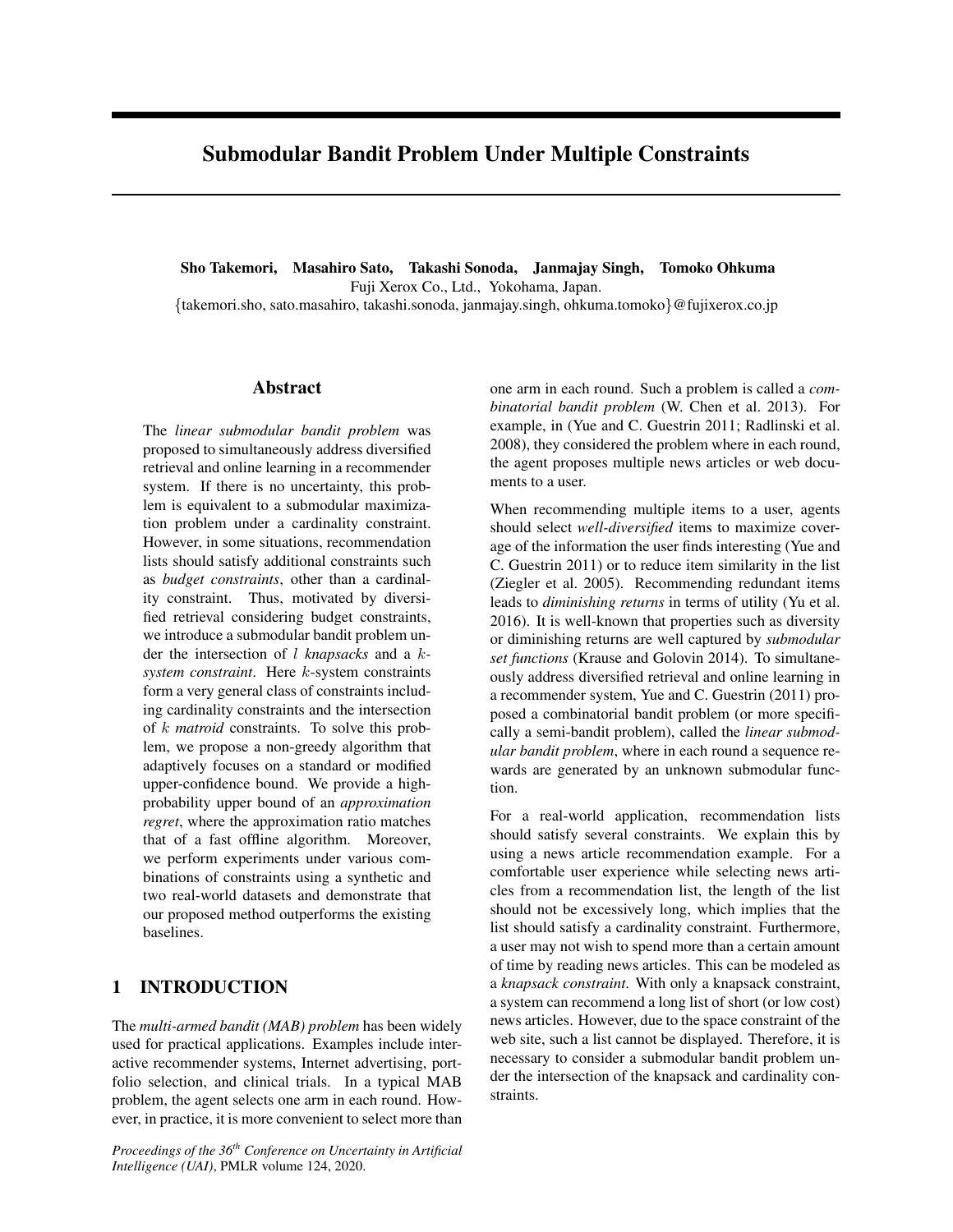// Title and authors

# Submodular Bandit Problem Under Multiple Constraints

**Sho Takemori, Masahiro Sato, Takashi Sonoda, Janmajay Singh, Tomoko Ohkuma**
Fuji Xerox Co., Ltd., Yokohama, Japan.
{takemori.sho, sato.masahiro, takashi.sonoda, janmajay.singh, ohkuma.tomoko}@fujixerox.co.jp

## Abstract

The *linear submodular bandit problem* was proposed to simultaneously address diversified retrieval and online learning in a recommender system. If there is no uncertainty, this problem is equivalent to a submodular maximization problem under a cardinality constraint. However, in some situations, recommendation lists should satisfy additional constraints such as *budget constraints*, other than a cardinality constraint. Thus, motivated by diversified retrieval considering budget constraints, we introduce a submodular bandit problem under the intersection of $l$ *knapsacks* and a $k$-*system constraint*. Here $k$-system constraints form a very general class of constraints including cardinality constraints and the intersection of $k$ *matroid* constraints. To solve this problem, we propose a non-greedy algorithm that adaptively focuses on a standard or modified upper-confidence bound. We provide a high-probability upper bound of an *approximation regret*, where the approximation ratio matches that of a fast offline algorithm. Moreover, we perform experiments under various combinations of constraints using a synthetic and two real-world datasets and demonstrate that our proposed method outperforms the existing baselines.

## 1 INTRODUCTION

The *multi-armed bandit (MAB) problem* has been widely used for practical applications. Examples include interactive recommender systems, Internet advertising, portfolio selection, and clinical trials. In a typical MAB problem, the agent selects one arm in each round. However, in practice, it is more convenient to select more than one arm in each round. Such a problem is called a *combinatorial bandit problem* (W. Chen et al. 2013). For example, in (Yue and C. Guestrin 2011; Radlinski et al. 2008), they considered the problem where in each round, the agent proposes multiple news articles or web documents to a user.

When recommending multiple items to a user, agents should select *well-diversified* items to maximize coverage of the information the user finds interesting (Yue and C. Guestrin 2011) or to reduce item similarity in the list (Ziegler et al. 2005). Recommending redundant items leads to *diminishing returns* in terms of utility (Yu et al. 2016). It is well-known that properties such as diversity or diminishing returns are well captured by *submodular set functions* (Krause and Golovin 2014). To simultaneously address diversified retrieval and online learning in a recommender system, Yue and C. Guestrin (2011) proposed a combinatorial bandit problem (or more specifically a semi-bandit problem), called the *linear submodular bandit problem*, where in each round a sequence rewards are generated by an unknown submodular function.

For a real-world application, recommendation lists should satisfy several constraints. We explain this by using a news article recommendation example. For a comfortable user experience while selecting news articles from a recommendation list, the length of the list should not be excessively long, which implies that the list should satisfy a cardinality constraint. Furthermore, a user may not wish to spend more than a certain amount of time by reading news articles. This can be modeled as a *knapsack constraint*. With only a knapsack constraint, a system can recommend a long list of short (or low cost) news articles. However, due to the space constraint of the web site, such a list cannot be displayed. Therefore, it is necessary to consider a submodular bandit problem under the intersection of the knapsack and cardinality constraints.

*Proceedings of the 36[th] Conference on Uncertainty in Artificial Intelligence (UAI)*, PMLR volume 124, 2020.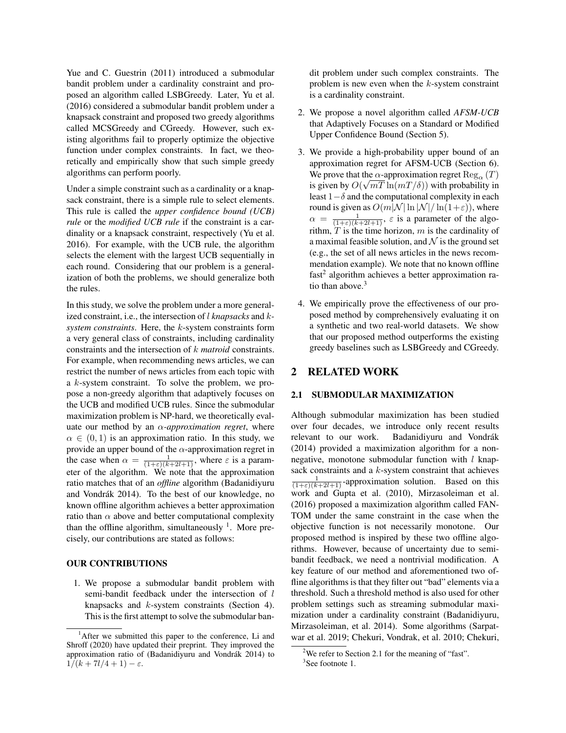Yue and C. Guestrin (2011) introduced a submodular bandit problem under a cardinality constraint and proposed an algorithm called LSBGreedy. Later, Yu et al. (2016) considered a submodular bandit problem under a knapsack constraint and proposed two greedy algorithms called MCSGreedy and CGreedy. However, such existing algorithms fail to properly optimize the objective function under complex constraints. In fact, we theoretically and empirically show that such simple greedy algorithms can perform poorly.

Under a simple constraint such as a cardinality or a knapsack constraint, there is a simple rule to select elements. This rule is called the *upper confidence bound (UCB) rule* or the *modified UCB rule* if the constraint is a cardinality or a knapsack constraint, respectively (Yu et al. 2016). For example, with the UCB rule, the algorithm selects the element with the largest UCB sequentially in each round. Considering that our problem is a generalization of both the problems, we should generalize both the rules.

In this study, we solve the problem under a more generalized constraint, i.e., the intersection of $l$ *knapsacks* and $k$-*system constraints*. Here, the $k$-system constraints form a very general class of constraints, including cardinality constraints and the intersection of $k$ *matroid* constraints. For example, when recommending news articles, we can restrict the number of news articles from each topic with a $k$-system constraint. To solve the problem, we propose a non-greedy algorithm that adaptively focuses on the UCB and modified UCB rules. Since the submodular maximization problem is NP-hard, we theoretically evaluate our method by an $\alpha$-*approximation regret*, where $\alpha \in (0, 1)$ is an approximation ratio. In this study, we provide an upper bound of the $\alpha$-regret in the case when $\alpha = \frac{1}{(1+\varepsilon)(k+2l+1)}$, where $\varepsilon$ is a parameter of the algorithm. We note that the approximation ratio matches that of an *offline* algorithm (Badanidiyuru and Vondrák 2014). To the best of our knowledge, no known offline algorithm achieves a better approximation ratio than $\alpha$ above and better computational complexity than the offline algorithm, simultaneously [1]. More precisely, our contributions are stated as follows:

#### OUR CONTRIBUTIONS

1. We propose a submodular bandit problem with semi-bandit feedback under the intersection of $l$ knapsacks and $k$-system constraints (Section 4). This is the first attempt to solve the submodular bandit problem under such complex constraints. The problem is new even when the $k$-system constraint is a cardinality constraint.
2. We propose a novel algorithm called *AFSM-UCB* that Adaptively Focuses on a Standard or Modified Upper Confidence Bound (Section 5).
3. We provide a high-probability upper bound of an approximation regret for AFSM-UCB (Section 6). We prove that the $\alpha$-approximation regret $\mathrm{Reg}_\alpha(T)$ is given by $O(\sqrt{mT}\ln(mT/\delta))$ with probability in least $1-\delta$ and the computational complexity in each round is given as $O(m|\mathcal{N}|\ln|\mathcal{N}|/\ln(1+\varepsilon))$, where $\alpha = \frac{1}{(1+\varepsilon)(k+2l+1)}$, $\varepsilon$ is a parameter of the algorithm, $T$ is the time horizon, $m$ is the cardinality of a maximal feasible solution, and $\mathcal{N}$ is the ground set (e.g., the set of all news articles in the news recommendation example). We note that no known offline fast[2] algorithm achieves a better approximation ratio than above.[3]
4. We empirically prove the effectiveness of our proposed method by comprehensively evaluating it on a synthetic and two real-world datasets. We show that our proposed method outperforms the existing greedy baselines such as LSBGreedy and CGreedy.

## 2 RELATED WORK

### 2.1 SUBMODULAR MAXIMIZATION

Although submodular maximization has been studied over four decades, we introduce only recent results relevant to our work. Badanidiyuru and Vondrák (2014) provided a maximization algorithm for a non-negative, monotone submodular function with $l$ knapsack constraints and a $k$-system constraint that achieves $\frac{1}{(1+\varepsilon)(k+2l+1)}$-approximation solution. Based on this work and Gupta et al. (2010), Mirzasoleiman et al. (2016) proposed a maximization algorithm called FANTOM under the same constraint in the case when the objective function is not necessarily monotone. Our proposed method is inspired by these two offline algorithms. However, because of uncertainty due to semi-bandit feedback, we need a nontrivial modification. A key feature of our method and aforementioned two offline algorithms is that they filter out "bad" elements via a threshold. Such a threshold method is also used for other problem settings such as streaming submodular maximization under a cardinality constraint (Badanidiyuru, Mirzasoleiman, et al. 2014). Some algorithms (Sarpatwar et al. 2019; Chekuri, Vondrak, et al. 2010; Chekuri,

[1] After we submitted this paper to the conference, Li and Shroff (2020) have updated their preprint. They improved the approximation ratio of (Badanidiyuru and Vondrák 2014) to $1/(k + 7l/4 + 1) - \varepsilon$.

[2] We refer to Section 2.1 for the meaning of "fast".

[3] See footnote 1.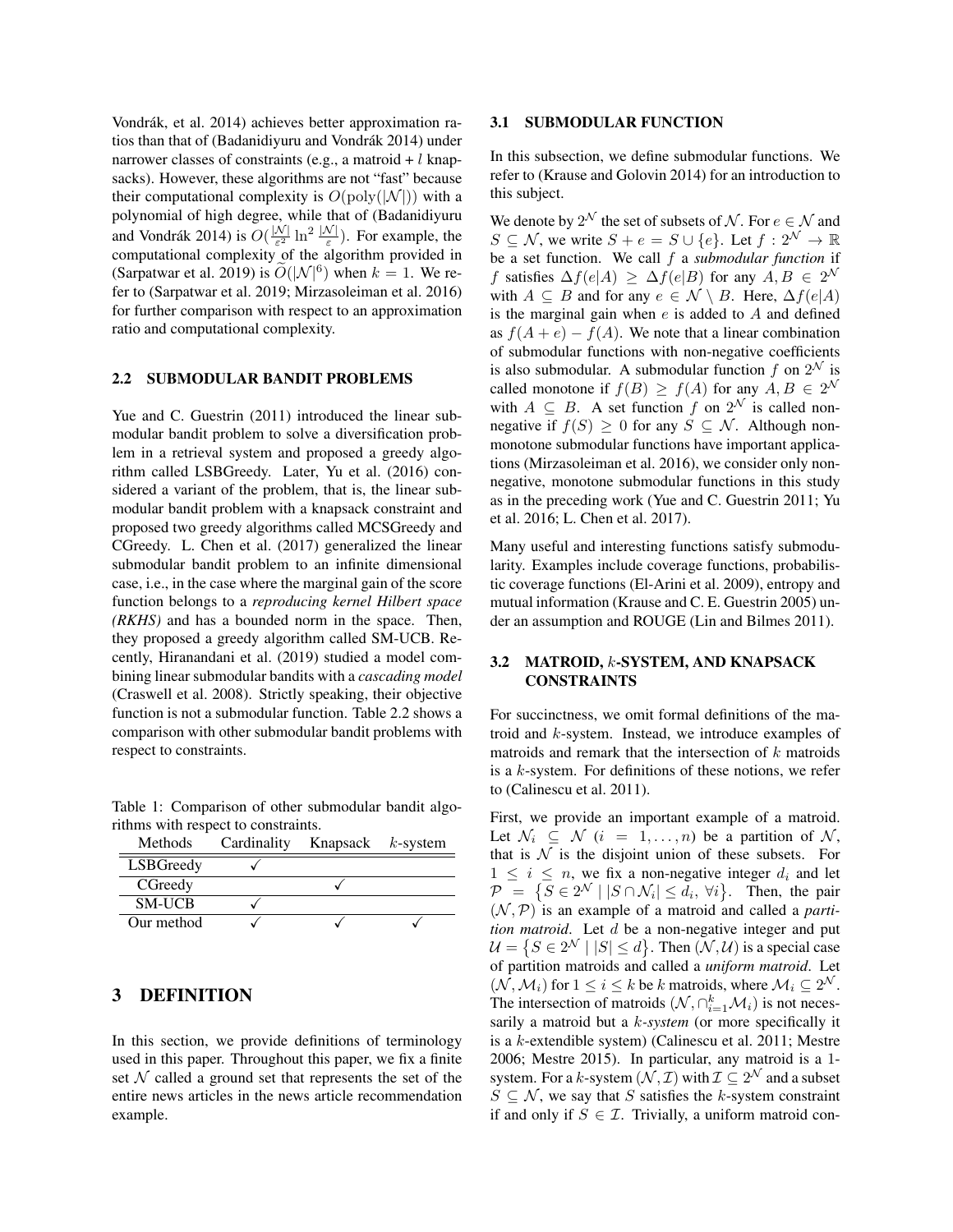Vondrák, et al. 2014) achieves better approximation ratios than that of (Badanidiyuru and Vondrák 2014) under narrower classes of constraints (e.g., a matroid + $l$ knapsacks). However, these algorithms are not "fast" because their computational complexity is $O(\mathrm{poly}(|\mathcal{N}|))$ with a polynomial of high degree, while that of (Badanidiyuru and Vondrák 2014) is $O(\frac{|\mathcal{N}|}{\varepsilon^2} \ln^2 \frac{|\mathcal{N}|}{\varepsilon})$. For example, the computational complexity of the algorithm provided in (Sarpatwar et al. 2019) is $\widetilde{O}(|\mathcal{N}|^6)$ when $k = 1$. We refer to (Sarpatwar et al. 2019; Mirzasoleiman et al. 2016) for further comparison with respect to an approximation ratio and computational complexity.

### 2.2 SUBMODULAR BANDIT PROBLEMS

Yue and C. Guestrin (2011) introduced the linear submodular bandit problem to solve a diversification problem in a retrieval system and proposed a greedy algorithm called LSBGreedy. Later, Yu et al. (2016) considered a variant of the problem, that is, the linear submodular bandit problem with a knapsack constraint and proposed two greedy algorithms called MCSGreedy and CGreedy. L. Chen et al. (2017) generalized the linear submodular bandit problem to an infinite dimensional case, i.e., in the case where the marginal gain of the score function belongs to a *reproducing kernel Hilbert space (RKHS)* and has a bounded norm in the space. Then, they proposed a greedy algorithm called SM-UCB. Recently, Hiranandani et al. (2019) studied a model combining linear submodular bandits with a *cascading model* (Craswell et al. 2008). Strictly speaking, their objective function is not a submodular function. Table 2.2 shows a comparison with other submodular bandit problems with respect to constraints.

Table 1: Comparison of other submodular bandit algorithms with respect to constraints.

| Methods | Cardinality | Knapsack | $k$-system |
|---|---|---|---|
| LSBGreedy | ✓ | | |
| CGreedy | | ✓ | |
| SM-UCB | ✓ | | |
| Our method | ✓ | ✓ | ✓ |

## 3 DEFINITION

In this section, we provide definitions of terminology used in this paper. Throughout this paper, we fix a finite set $\mathcal{N}$ called a ground set that represents the set of the entire news articles in the news article recommendation example.

### 3.1 SUBMODULAR FUNCTION

In this subsection, we define submodular functions. We refer to (Krause and Golovin 2014) for an introduction to this subject.

We denote by $2^{\mathcal{N}}$ the set of subsets of $\mathcal{N}$. For $e \in \mathcal{N}$ and $S \subseteq \mathcal{N}$, we write $S + e = S \cup \{e\}$. Let $f : 2^{\mathcal{N}} \to \mathbb{R}$ be a set function. We call $f$ a *submodular function* if $f$ satisfies $\Delta f(e|A) \geq \Delta f(e|B)$ for any $A, B \in 2^{\mathcal{N}}$ with $A \subseteq B$ and for any $e \in \mathcal{N} \setminus B$. Here, $\Delta f(e|A)$ is the marginal gain when $e$ is added to $A$ and defined as $f(A + e) - f(A)$. We note that a linear combination of submodular functions with non-negative coefficients is also submodular. A submodular function $f$ on $2^{\mathcal{N}}$ is called monotone if $f(B) \geq f(A)$ for any $A, B \in 2^{\mathcal{N}}$ with $A \subseteq B$. A set function $f$ on $2^{\mathcal{N}}$ is called non-negative if $f(S) \geq 0$ for any $S \subseteq \mathcal{N}$. Although non-monotone submodular functions have important applications (Mirzasoleiman et al. 2016), we consider only non-negative, monotone submodular functions in this study as in the preceding work (Yue and C. Guestrin 2011; Yu et al. 2016; L. Chen et al. 2017).

Many useful and interesting functions satisfy submodularity. Examples include coverage functions, probabilistic coverage functions (El-Arini et al. 2009), entropy and mutual information (Krause and C. E. Guestrin 2005) under an assumption and ROUGE (Lin and Bilmes 2011).

### 3.2 MATROID, $k$-SYSTEM, AND KNAPSACK CONSTRAINTS

For succinctness, we omit formal definitions of the matroid and $k$-system. Instead, we introduce examples of matroids and remark that the intersection of $k$ matroids is a $k$-system. For definitions of these notions, we refer to (Calinescu et al. 2011).

First, we provide an important example of a matroid. Let $\mathcal{N}_i \subseteq \mathcal{N}$ $(i = 1, \dots, n)$ be a partition of $\mathcal{N}$, that is $\mathcal{N}$ is the disjoint union of these subsets. For $1 \leq i \leq n$, we fix a non-negative integer $d_i$ and let $\mathcal{P} = \{S \in 2^{\mathcal{N}} \mid |S \cap \mathcal{N}_i| \leq d_i, \ \forall i\}$. Then, the pair $(\mathcal{N}, \mathcal{P})$ is an example of a matroid and called a *partition matroid*. Let $d$ be a non-negative integer and put $\mathcal{U} = \{S \in 2^{\mathcal{N}} \mid |S| \leq d\}$. Then $(\mathcal{N}, \mathcal{U})$ is a special case of partition matroids and called a *uniform matroid*. Let $(\mathcal{N}, \mathcal{M}_i)$ for $1 \leq i \leq k$ be $k$ matroids, where $\mathcal{M}_i \subseteq 2^{\mathcal{N}}$. The intersection of matroids $(\mathcal{N}, \cap_{i=1}^k \mathcal{M}_i)$ is not necessarily a matroid but a *$k$-system* (or more specifically it is a $k$-extendible system) (Calinescu et al. 2011; Mestre 2006; Mestre 2015). In particular, any matroid is a 1-system. For a $k$-system $(\mathcal{N}, \mathcal{I})$ with $\mathcal{I} \subseteq 2^{\mathcal{N}}$ and a subset $S \subseteq \mathcal{N}$, we say that $S$ satisfies the $k$-system constraint if and only if $S \in \mathcal{I}$. Trivially, a uniform matroid con-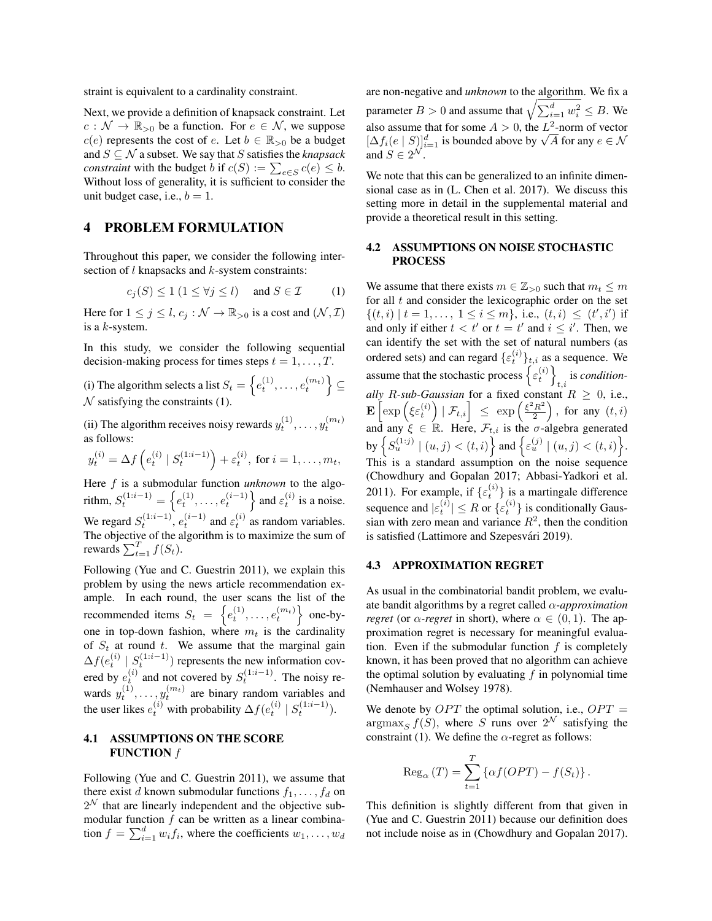straint is equivalent to a cardinality constraint.

Next, we provide a definition of knapsack constraint. Let $c : \mathcal{N} \to \mathbb{R}_{>0}$ be a function. For $e \in \mathcal{N}$, we suppose $c(e)$ represents the cost of $e$. Let $b \in \mathbb{R}_{>0}$ be a budget and $S \subseteq \mathcal{N}$ a subset. We say that $S$ satisfies the *knapsack constraint* with the budget $b$ if $c(S) := \sum_{e \in S} c(e) \leq b$. Without loss of generality, it is sufficient to consider the unit budget case, i.e., $b = 1$.

## 4 PROBLEM FORMULATION

Throughout this paper, we consider the following intersection of $l$ knapsacks and $k$-system constraints:

$$c_j(S) \leq 1 \ (1 \leq \forall j \leq l) \quad \text{and } S \in \mathcal{I} \qquad (1)$$

Here for $1 \leq j \leq l$, $c_j : \mathcal{N} \to \mathbb{R}_{>0}$ is a cost and $(\mathcal{N}, \mathcal{I})$ is a $k$-system.

In this study, we consider the following sequential decision-making process for times steps $t = 1, \ldots, T$.

(i) The algorithm selects a list $S_t = \left\{ e_t^{(1)}, \ldots, e_t^{(m_t)} \right\} \subseteq \mathcal{N}$ satisfying the constraints (1).

(ii) The algorithm receives noisy rewards $y_t^{(1)}, \ldots, y_t^{(m_t)}$ as follows:

$$y_t^{(i)} = \Delta f\left( e_t^{(i)} \mid S_t^{(1:i-1)} \right) + \varepsilon_t^{(i)}, \text{ for } i = 1, \ldots, m_t,$$

Here $f$ is a submodular function *unknown* to the algorithm, $S_t^{(1:i-1)} = \left\{ e_t^{(1)}, \ldots, e_t^{(i-1)} \right\}$ and $\varepsilon_t^{(i)}$ is a noise. We regard $S_t^{(1:i-1)}$, $e_t^{(i-1)}$ and $\varepsilon_t^{(i)}$ as random variables. The objective of the algorithm is to maximize the sum of rewards $\sum_{t=1}^{T} f(S_t)$.

Following (Yue and C. Guestrin 2011), we explain this problem by using the news article recommendation example. In each round, the user scans the list of the recommended items $S_t = \left\{ e_t^{(1)}, \ldots, e_t^{(m_t)} \right\}$ one-by-one in top-down fashion, where $m_t$ is the cardinality of $S_t$ at round $t$. We assume that the marginal gain $\Delta f(e_t^{(i)} \mid S_t^{(1:i-1)})$ represents the new information covered by $e_t^{(i)}$ and not covered by $S_t^{(1:i-1)}$. The noisy rewards $y_t^{(1)}, \ldots, y_t^{(m_t)}$ are binary random variables and the user likes $e_t^{(i)}$ with probability $\Delta f(e_t^{(i)} \mid S_t^{(1:i-1)})$.

### 4.1 ASSUMPTIONS ON THE SCORE FUNCTION $f$

Following (Yue and C. Guestrin 2011), we assume that there exist $d$ known submodular functions $f_1, \ldots, f_d$ on $2^{\mathcal{N}}$ that are linearly independent and the objective submodular function $f$ can be written as a linear combination $f = \sum_{i=1}^{d} w_i f_i$, where the coefficients $w_1, \ldots, w_d$ are non-negative and *unknown* to the algorithm. We fix a parameter $B > 0$ and assume that $\sqrt{\sum_{i=1}^{d} w_i^2} \leq B$. We also assume that for some $A > 0$, the $L^2$-norm of vector $[\Delta f_i(e \mid S)]_{i=1}^{d}$ is bounded above by $\sqrt{A}$ for any $e \in \mathcal{N}$ and $S \in 2^{\mathcal{N}}$.

We note that this can be generalized to an infinite dimensional case as in (L. Chen et al. 2017). We discuss this setting more in detail in the supplemental material and provide a theoretical result in this setting.

### 4.2 ASSUMPTIONS ON NOISE STOCHASTIC PROCESS

We assume that there exists $m \in \mathbb{Z}_{>0}$ such that $m_t \leq m$ for all $t$ and consider the lexicographic order on the set $\{(t, i) \mid t = 1, \ldots, \ 1 \leq i \leq m\}$, i.e., $(t, i) \leq (t', i')$ if and only if either $t < t'$ or $t = t'$ and $i \leq i'$. Then, we can identify the set with the set of natural numbers (as ordered sets) and can regard $\{\varepsilon_t^{(i)}\}_{t,i}$ as a sequence. We assume that the stochastic process $\left\{ \varepsilon_t^{(i)} \right\}_{t,i}$ is *conditionally R-sub-Gaussian* for a fixed constant $R \geq 0$, i.e., $\mathbf{E}\left[ \exp\left( \xi \varepsilon_t^{(i)} \right) \mid \mathcal{F}_{t,i} \right] \leq \exp\left( \frac{\xi^2 R^2}{2} \right)$, for any $(t, i)$ and any $\xi \in \mathbb{R}$. Here, $\mathcal{F}_{t,i}$ is the $\sigma$-algebra generated by $\left\{ S_u^{(1:j)} \mid (u, j) < (t, i) \right\}$ and $\left\{ \varepsilon_u^{(j)} \mid (u, j) < (t, i) \right\}$. This is a standard assumption on the noise sequence (Chowdhury and Gopalan 2017; Abbasi-Yadkori et al. 2011). For example, if $\{\varepsilon_t^{(i)}\}$ is a martingale difference sequence and $|\varepsilon_t^{(i)}| \leq R$ or $\{\varepsilon_t^{(i)}\}$ is conditionally Gaussian with zero mean and variance $R^2$, then the condition is satisfied (Lattimore and Szepesvári 2019).

### 4.3 APPROXIMATION REGRET

As usual in the combinatorial bandit problem, we evaluate bandit algorithms by a regret called $\alpha$-*approximation regret* (or $\alpha$-*regret* in short), where $\alpha \in (0, 1)$. The approximation regret is necessary for meaningful evaluation. Even if the submodular function $f$ is completely known, it has been proved that no algorithm can achieve the optimal solution by evaluating $f$ in polynomial time (Nemhauser and Wolsey 1978).

We denote by $OPT$ the optimal solution, i.e., $OPT = \operatorname{argmax}_S f(S)$, where $S$ runs over $2^{\mathcal{N}}$ satisfying the constraint (1). We define the $\alpha$-regret as follows:

$$\mathrm{Reg}_{\alpha}(T) = \sum_{t=1}^{T} \left\{ \alpha f(OPT) - f(S_t) \right\}.$$

This definition is slightly different from that given in (Yue and C. Guestrin 2011) because our definition does not include noise as in (Chowdhury and Gopalan 2017).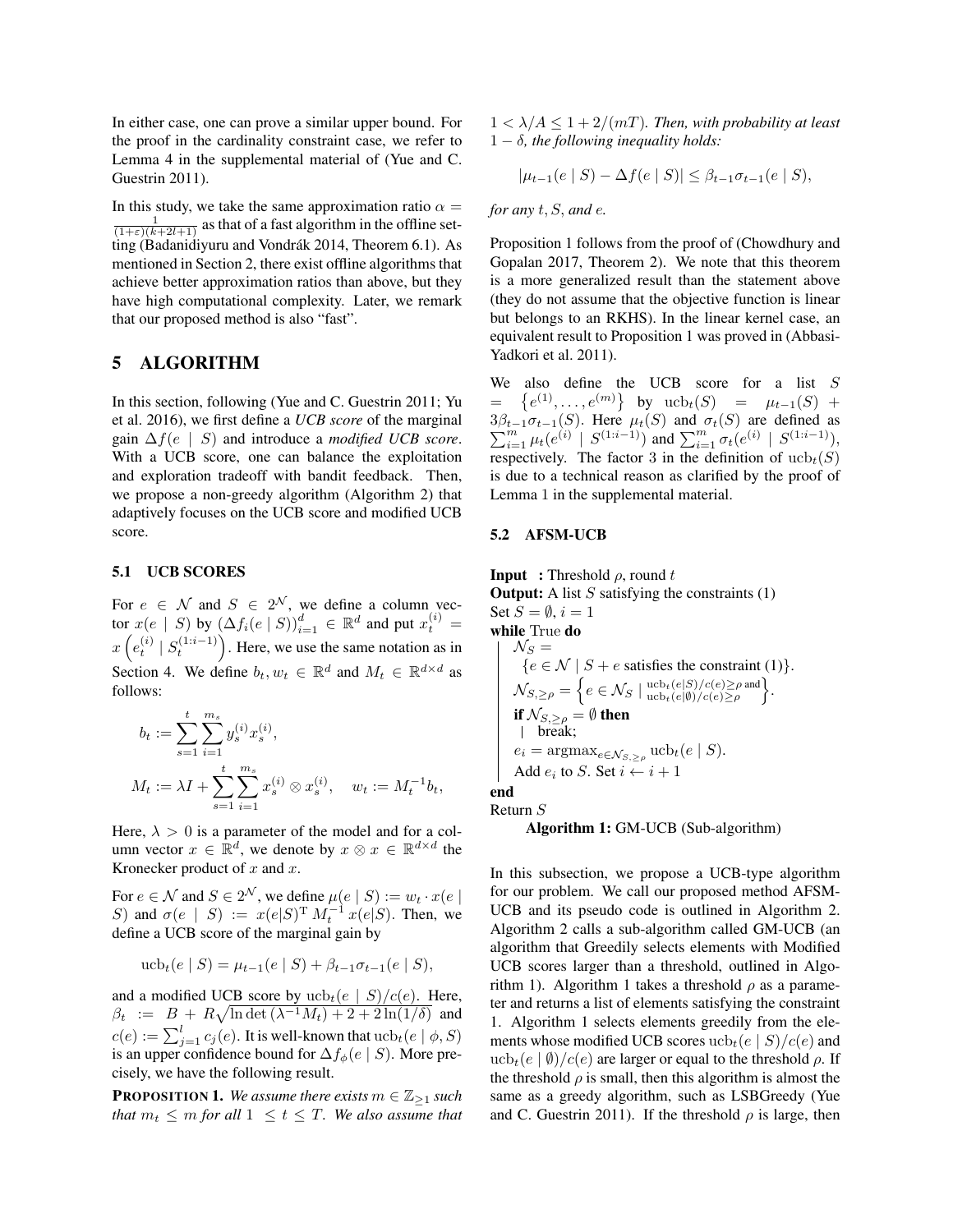In either case, one can prove a similar upper bound. For the proof in the cardinality constraint case, we refer to Lemma 4 in the supplemental material of (Yue and C. Guestrin 2011).

In this study, we take the same approximation ratio $\alpha = \frac{1}{(1+\varepsilon)(k+2l+1)}$ as that of a fast algorithm in the offline setting (Badanidiyuru and Vondrák 2014, Theorem 6.1). As mentioned in Section 2, there exist offline algorithms that achieve better approximation ratios than above, but they have high computational complexity. Later, we remark that our proposed method is also "fast".

# 5 ALGORITHM

In this section, following (Yue and C. Guestrin 2011; Yu et al. 2016), we first define a *UCB score* of the marginal gain $\Delta f(e \mid S)$ and introduce a *modified UCB score*. With a UCB score, one can balance the exploitation and exploration tradeoff with bandit feedback. Then, we propose a non-greedy algorithm (Algorithm 2) that adaptively focuses on the UCB score and modified UCB score.

## 5.1 UCB SCORES

For $e \in \mathcal{N}$ and $S \in 2^{\mathcal{N}}$, we define a column vector $x(e \mid S)$ by $(\Delta f_i(e \mid S))_{i=1}^d \in \mathbb{R}^d$ and put $x_t^{(i)} = x\left(e_t^{(i)} \mid S_t^{(1:i-1)}\right)$. Here, we use the same notation as in Section 4. We define $b_t, w_t \in \mathbb{R}^d$ and $M_t \in \mathbb{R}^{d\times d}$ as follows:

$$b_t := \sum_{s=1}^{t}\sum_{i=1}^{m_s} y_s^{(i)} x_s^{(i)},$$

$$M_t := \lambda I + \sum_{s=1}^{t}\sum_{i=1}^{m_s} x_s^{(i)} \otimes x_s^{(i)}, \quad w_t := M_t^{-1} b_t,$$

Here, $\lambda > 0$ is a parameter of the model and for a column vector $x \in \mathbb{R}^d$, we denote by $x \otimes x \in \mathbb{R}^{d\times d}$ the Kronecker product of $x$ and $x$.

For $e \in \mathcal{N}$ and $S \in 2^{\mathcal{N}}$, we define $\mu(e \mid S) := w_t \cdot x(e \mid S)$ and $\sigma(e \mid S) := x(e|S)^{\mathrm{T}} M_t^{-1} x(e|S)$. Then, we define a UCB score of the marginal gain by

$$\mathrm{ucb}_t(e \mid S) = \mu_{t-1}(e \mid S) + \beta_{t-1}\sigma_{t-1}(e \mid S),$$

and a modified UCB score by $\mathrm{ucb}_t(e \mid S)/c(e)$. Here, $\beta_t := B + R\sqrt{\ln\det(\lambda^{-1}M_t) + 2 + 2\ln(1/\delta)}$ and $c(e) := \sum_{j=1}^{l} c_j(e)$. It is well-known that $\mathrm{ucb}_t(e \mid \phi, S)$ is an upper confidence bound for $\Delta f_\phi(e \mid S)$. More precisely, we have the following result.

**PROPOSITION 1.** *We assume there exists $m \in \mathbb{Z}_{\geq 1}$ such that $m_t \leq m$ for all $1 \leq t \leq T$. We also assume that $1 < \lambda/A \leq 1 + 2/(mT)$. Then, with probability at least $1-\delta$, the following inequality holds:*

$$|\mu_{t-1}(e \mid S) - \Delta f(e \mid S)| \leq \beta_{t-1}\sigma_{t-1}(e \mid S),$$

*for any $t$, $S$, and $e$.*

Proposition 1 follows from the proof of (Chowdhury and Gopalan 2017, Theorem 2). We note that this theorem is a more generalized result than the statement above (they do not assume that the objective function is linear but belongs to an RKHS). In the linear kernel case, an equivalent result to Proposition 1 was proved in (Abbasi-Yadkori et al. 2011).

We also define the UCB score for a list $S = \{e^{(1)}, \ldots, e^{(m)}\}$ by $\mathrm{ucb}_t(S) = \mu_{t-1}(S) + 3\beta_{t-1}\sigma_{t-1}(S)$. Here $\mu_t(S)$ and $\sigma_t(S)$ are defined as $\sum_{i=1}^{m} \mu_t(e^{(i)} \mid S^{(1:i-1)})$ and $\sum_{i=1}^{m} \sigma_t(e^{(i)} \mid S^{(1:i-1)})$, respectively. The factor 3 in the definition of $\mathrm{ucb}_t(S)$ is due to a technical reason as clarified by the proof of Lemma 1 in the supplemental material.

## 5.2 AFSM-UCB

```
Input  : Threshold ρ, round t
Output: A list S satisfying the constraints (1)
Set S = ∅, i = 1
while True do
    N_S = {e ∈ N | S + e satisfies the constraint (1)}.
    N_{S,≥ρ} = {e ∈ N_S | ucb_t(e|S)/c(e) ≥ ρ and ucb_t(e|∅)/c(e) ≥ ρ}.
    if N_{S,≥ρ} = ∅ then
        break;
    e_i = argmax_{e ∈ N_{S,≥ρ}} ucb_t(e | S).
    Add e_i to S. Set i ← i + 1
end
Return S
```

**Algorithm 1:** GM-UCB (Sub-algorithm)

In this subsection, we propose a UCB-type algorithm for our problem. We call our proposed method AFSM-UCB and its pseudo code is outlined in Algorithm 2. Algorithm 2 calls a sub-algorithm called GM-UCB (an algorithm that Greedily selects elements with Modified UCB scores larger than a threshold, outlined in Algorithm 1). Algorithm 1 takes a threshold $\rho$ as a parameter and returns a list of elements satisfying the constraint 1. Algorithm 1 selects elements greedily from the elements whose modified UCB scores $\mathrm{ucb}_t(e \mid S)/c(e)$ and $\mathrm{ucb}_t(e \mid \emptyset)/c(e)$ are larger or equal to the threshold $\rho$. If the threshold $\rho$ is small, then this algorithm is almost the same as a greedy algorithm, such as LSBGreedy (Yue and C. Guestrin 2011). If the threshold $\rho$ is large, then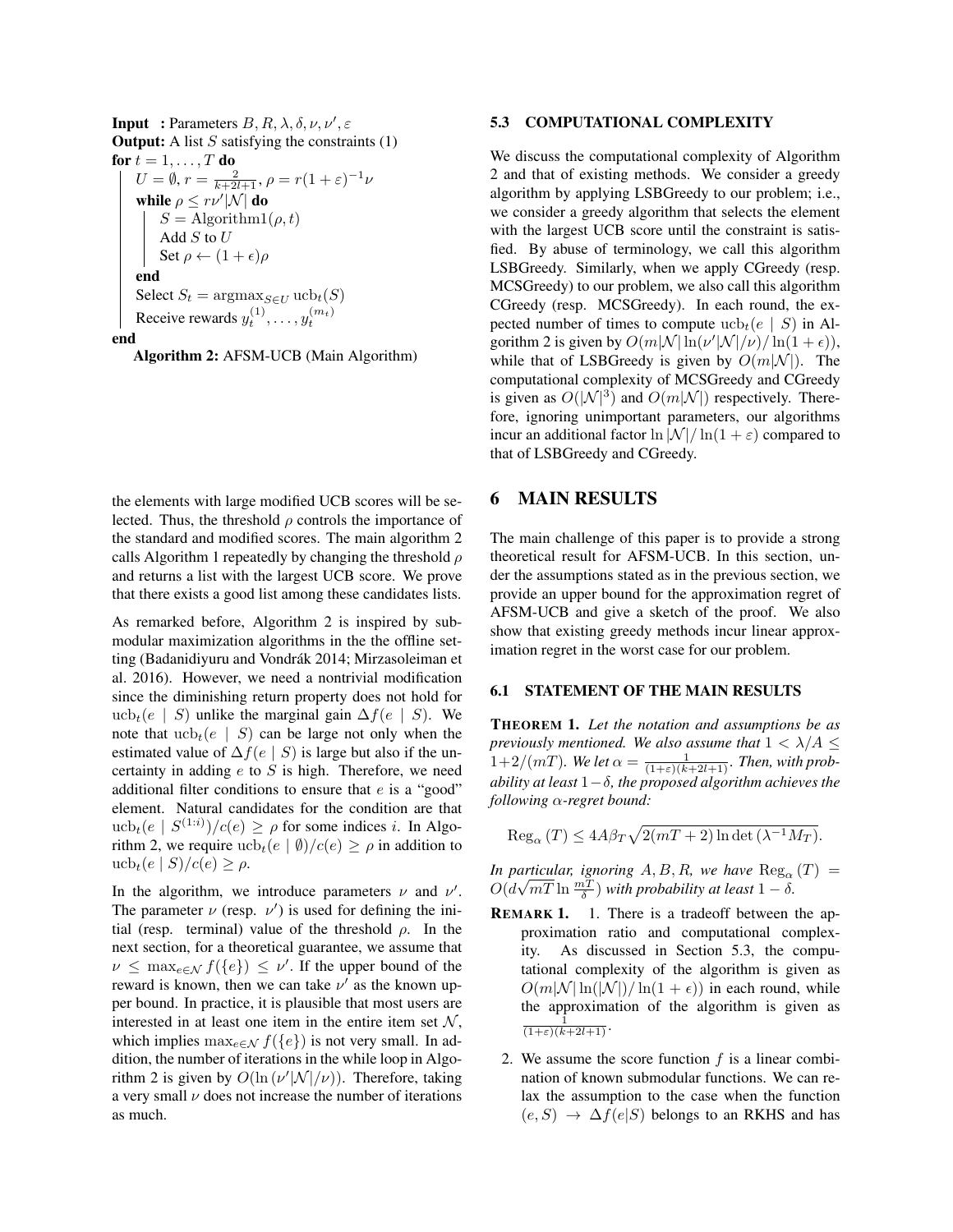```
Input  : Parameters B, R, λ, δ, ν, ν', ε
Output: A list S satisfying the constraints (1)
for t = 1, ..., T do
    U = ∅, r = 2/(k+2l+1), ρ = r(1+ε)^{-1} ν
    while ρ ≤ rν'|N| do
        S = Algorithm1(ρ, t)
        Add S to U
        Set ρ ← (1+ϵ)ρ
    end
    Select S_t = argmax_{S∈U} ucb_t(S)
    Receive rewards y_t^(1), ..., y_t^(m_t)
end
```

**Algorithm 2:** AFSM-UCB (Main Algorithm)

the elements with large modified UCB scores will be selected. Thus, the threshold $\rho$ controls the importance of the standard and modified scores. The main algorithm 2 calls Algorithm 1 repeatedly by changing the threshold $\rho$ and returns a list with the largest UCB score. We prove that there exists a good list among these candidates lists.

As remarked before, Algorithm 2 is inspired by submodular maximization algorithms in the the offline setting (Badanidiyuru and Vondrák 2014; Mirzasoleiman et al. 2016). However, we need a nontrivial modification since the diminishing return property does not hold for $\mathrm{ucb}_t(e \mid S)$ unlike the marginal gain $\Delta f(e \mid S)$. We note that $\mathrm{ucb}_t(e \mid S)$ can be large not only when the estimated value of $\Delta f(e \mid S)$ is large but also if the uncertainty in adding $e$ to $S$ is high. Therefore, we need additional filter conditions to ensure that $e$ is a "good" element. Natural candidates for the condition are that $\mathrm{ucb}_t(e \mid S^{(1:i)})/c(e) \geq \rho$ for some indices $i$. In Algorithm 2, we require $\mathrm{ucb}_t(e \mid \emptyset)/c(e) \geq \rho$ in addition to $\mathrm{ucb}_t(e \mid S)/c(e) \geq \rho$.

In the algorithm, we introduce parameters $\nu$ and $\nu'$. The parameter $\nu$ (resp. $\nu'$) is used for defining the initial (resp. terminal) value of the threshold $\rho$. In the next section, for a theoretical guarantee, we assume that $\nu \leq \max_{e \in \mathcal{N}} f(\{e\}) \leq \nu'$. If the upper bound of the reward is known, then we can take $\nu'$ as the known upper bound. In practice, it is plausible that most users are interested in at least one item in the entire item set $\mathcal{N}$, which implies $\max_{e \in \mathcal{N}} f(\{e\})$ is not very small. In addition, the number of iterations in the while loop in Algorithm 2 is given by $O(\ln(\nu'|\mathcal{N}|/\nu))$. Therefore, taking a very small $\nu$ does not increase the number of iterations as much.

### 5.3 COMPUTATIONAL COMPLEXITY

We discuss the computational complexity of Algorithm 2 and that of existing methods. We consider a greedy algorithm by applying LSBGreedy to our problem; i.e., we consider a greedy algorithm that selects the element with the largest UCB score until the constraint is satisfied. By abuse of terminology, we call this algorithm LSBGreedy. Similarly, when we apply CGreedy (resp. MCSGreedy) to our problem, we also call this algorithm CGreedy (resp. MCSGreedy). In each round, the expected number of times to compute $\mathrm{ucb}_t(e \mid S)$ in Algorithm 2 is given by $O(m|\mathcal{N}| \ln(\nu'|\mathcal{N}|/\nu)/\ln(1+\epsilon))$, while that of LSBGreedy is given by $O(m|\mathcal{N}|)$. The computational complexity of MCSGreedy and CGreedy is given as $O(|\mathcal{N}|^3)$ and $O(m|\mathcal{N}|)$ respectively. Therefore, ignoring unimportant parameters, our algorithms incur an additional factor $\ln|\mathcal{N}|/\ln(1+\varepsilon)$ compared to that of LSBGreedy and CGreedy.

## 6 MAIN RESULTS

The main challenge of this paper is to provide a strong theoretical result for AFSM-UCB. In this section, under the assumptions stated as in the previous section, we provide an upper bound for the approximation regret of AFSM-UCB and give a sketch of the proof. We also show that existing greedy methods incur linear approximation regret in the worst case for our problem.

### 6.1 STATEMENT OF THE MAIN RESULTS

**THEOREM 1.** *Let the notation and assumptions be as previously mentioned. We also assume that $1 < \lambda/A \leq 1 + 2/(mT)$. We let $\alpha = \frac{1}{(1+\varepsilon)(k+2l+1)}$. Then, with probability at least $1-\delta$, the proposed algorithm achieves the following $\alpha$-regret bound:*

$$\mathrm{Reg}_\alpha(T) \leq 4A\beta_T \sqrt{2(mT+2)\ln\det(\lambda^{-1}M_T)}.$$

*In particular, ignoring $A, B, R$, we have $\mathrm{Reg}_\alpha(T) = O(d\sqrt{mT}\ln\frac{mT}{\delta})$ with probability at least $1-\delta$.*

**REMARK 1.**
1. There is a tradeoff between the approximation ratio and computational complexity. As discussed in Section 5.3, the computational complexity of the algorithm is given as $O(m|\mathcal{N}|\ln(|\mathcal{N}|)/\ln(1+\epsilon))$ in each round, while the approximation of the algorithm is given as $\frac{1}{(1+\varepsilon)(k+2l+1)}$.
2. We assume the score function $f$ is a linear combination of known submodular functions. We can relax the assumption to the case when the function $(e, S) \to \Delta f(e|S)$ belongs to an RKHS and has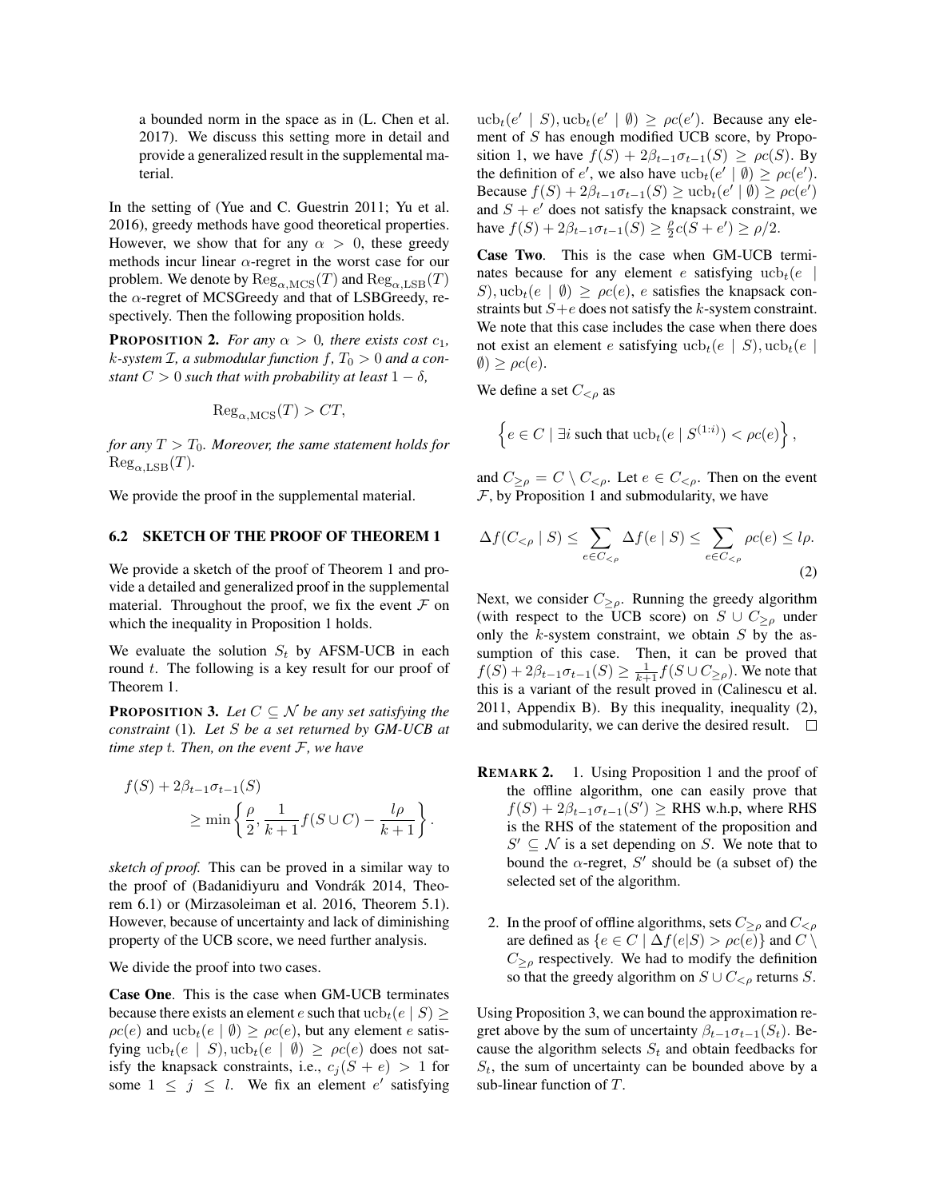a bounded norm in the space as in (L. Chen et al. 2017). We discuss this setting more in detail and provide a generalized result in the supplemental material.

In the setting of (Yue and C. Guestrin 2011; Yu et al. 2016), greedy methods have good theoretical properties. However, we show that for any $\alpha > 0$, these greedy methods incur linear $\alpha$-regret in the worst case for our problem. We denote by $\mathrm{Reg}_{\alpha,\mathrm{MCS}}(T)$ and $\mathrm{Reg}_{\alpha,\mathrm{LSB}}(T)$ the $\alpha$-regret of MCSGreedy and that of LSBGreedy, respectively. Then the following proposition holds.

**PROPOSITION 2.** *For any $\alpha > 0$, there exists cost $c_1$, $k$-system $\mathcal{I}$, a submodular function $f$, $T_0 > 0$ and a constant $C > 0$ such that with probability at least $1 - \delta$,*

$$\mathrm{Reg}_{\alpha,\mathrm{MCS}}(T) > CT,$$

*for any $T > T_0$. Moreover, the same statement holds for $\mathrm{Reg}_{\alpha,\mathrm{LSB}}(T)$.*

We provide the proof in the supplemental material.

### 6.2 SKETCH OF THE PROOF OF THEOREM 1

We provide a sketch of the proof of Theorem 1 and provide a detailed and generalized proof in the supplemental material. Throughout the proof, we fix the event $\mathcal{F}$ on which the inequality in Proposition 1 holds.

We evaluate the solution $S_t$ by AFSM-UCB in each round $t$. The following is a key result for our proof of Theorem 1.

**PROPOSITION 3.** *Let $C \subseteq \mathcal{N}$ be any set satisfying the constraint* (1)*. Let $S$ be a set returned by GM-UCB at time step $t$. Then, on the event $\mathcal{F}$, we have*

$$f(S) + 2\beta_{t-1}\sigma_{t-1}(S) \geq \min\left\{\frac{\rho}{2}, \frac{1}{k+1}f(S \cup C) - \frac{l\rho}{k+1}\right\}.$$

*sketch of proof.* This can be proved in a similar way to the proof of (Badanidiyuru and Vondrák 2014, Theorem 6.1) or (Mirzasoleiman et al. 2016, Theorem 5.1). However, because of uncertainty and lack of diminishing property of the UCB score, we need further analysis.

We divide the proof into two cases.

**Case One**. This is the case when GM-UCB terminates because there exists an element $e$ such that $\mathrm{ucb}_t(e \mid S) \geq \rho c(e)$ and $\mathrm{ucb}_t(e \mid \emptyset) \geq \rho c(e)$, but any element $e$ satisfying $\mathrm{ucb}_t(e \mid S), \mathrm{ucb}_t(e \mid \emptyset) \geq \rho c(e)$ does not satisfy the knapsack constraints, i.e., $c_j(S + e) > 1$ for some $1 \leq j \leq l$. We fix an element $e'$ satisfying $\mathrm{ucb}_t(e' \mid S), \mathrm{ucb}_t(e' \mid \emptyset) \geq \rho c(e')$. Because any element of $S$ has enough modified UCB score, by Proposition 1, we have $f(S) + 2\beta_{t-1}\sigma_{t-1}(S) \geq \rho c(S)$. By the definition of $e'$, we also have $\mathrm{ucb}_t(e' \mid \emptyset) \geq \rho c(e')$. Because $f(S) + 2\beta_{t-1}\sigma_{t-1}(S) \geq \mathrm{ucb}_t(e' \mid \emptyset) \geq \rho c(e')$ and $S + e'$ does not satisfy the knapsack constraint, we have $f(S) + 2\beta_{t-1}\sigma_{t-1}(S) \geq \frac{\rho}{2}c(S + e') \geq \rho/2$.

**Case Two**. This is the case when GM-UCB terminates because for any element $e$ satisfying $\mathrm{ucb}_t(e \mid S), \mathrm{ucb}_t(e \mid \emptyset) \geq \rho c(e)$, $e$ satisfies the knapsack constraints but $S + e$ does not satisfy the $k$-system constraint. We note that this case includes the case when there does not exist an element $e$ satisfying $\mathrm{ucb}_t(e \mid S), \mathrm{ucb}_t(e \mid \emptyset) \geq \rho c(e)$.

We define a set $C_{<\rho}$ as

$$\left\{ e \in C \mid \exists i \text{ such that } \mathrm{ucb}_t(e \mid S^{(1:i)}) < \rho c(e) \right\},$$

and $C_{\geq\rho} = C \setminus C_{<\rho}$. Let $e \in C_{<\rho}$. Then on the event $\mathcal{F}$, by Proposition 1 and submodularity, we have

$$\Delta f(C_{<\rho} \mid S) \leq \sum_{e \in C_{<\rho}} \Delta f(e \mid S) \leq \sum_{e \in C_{<\rho}} \rho c(e) \leq l\rho. \tag{2}$$

Next, we consider $C_{\geq\rho}$. Running the greedy algorithm (with respect to the UCB score) on $S \cup C_{\geq\rho}$ under only the $k$-system constraint, we obtain $S$ by the assumption of this case. Then, it can be proved that $f(S) + 2\beta_{t-1}\sigma_{t-1}(S) \geq \frac{1}{k+1}f(S \cup C_{\geq\rho})$. We note that this is a variant of the result proved in (Calinescu et al. 2011, Appendix B). By this inequality, inequality (2), and submodularity, we can derive the desired result. $\square$

**REMARK 2.**

1. Using Proposition 1 and the proof of the offline algorithm, one can easily prove that $f(S) + 2\beta_{t-1}\sigma_{t-1}(S') \geq$ RHS w.h.p, where RHS is the RHS of the statement of the proposition and $S' \subseteq \mathcal{N}$ is a set depending on $S$. We note that to bound the $\alpha$-regret, $S'$ should be (a subset of) the selected set of the algorithm.

2. In the proof of offline algorithms, sets $C_{\geq\rho}$ and $C_{<\rho}$ are defined as $\{e \in C \mid \Delta f(e|S) > \rho c(e)\}$ and $C \setminus C_{\geq\rho}$ respectively. We had to modify the definition so that the greedy algorithm on $S \cup C_{<\rho}$ returns $S$.

Using Proposition 3, we can bound the approximation regret above by the sum of uncertainty $\beta_{t-1}\sigma_{t-1}(S_t)$. Because the algorithm selects $S_t$ and obtain feedbacks for $S_t$, the sum of uncertainty can be bounded above by a sub-linear function of $T$.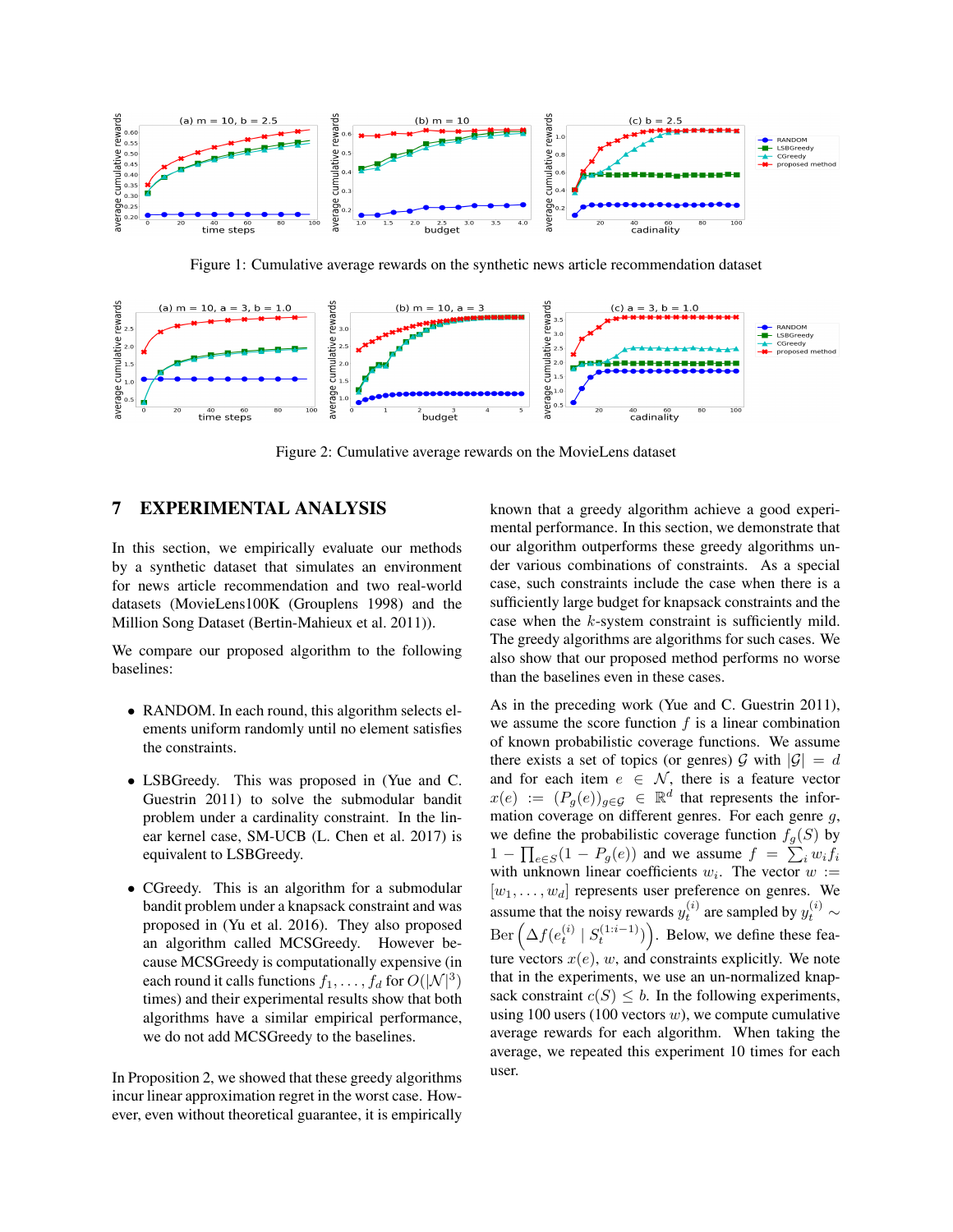Figure 1: Cumulative average rewards on the synthetic news article recommendation dataset

Figure 2: Cumulative average rewards on the MovieLens dataset

## 7 EXPERIMENTAL ANALYSIS

In this section, we empirically evaluate our methods by a synthetic dataset that simulates an environment for news article recommendation and two real-world datasets (MovieLens100K (Grouplens 1998) and the Million Song Dataset (Bertin-Mahieux et al. 2011)).

We compare our proposed algorithm to the following baselines:

- RANDOM. In each round, this algorithm selects elements uniform randomly until no element satisfies the constraints.
- LSBGreedy. This was proposed in (Yue and C. Guestrin 2011) to solve the submodular bandit problem under a cardinality constraint. In the linear kernel case, SM-UCB (L. Chen et al. 2017) is equivalent to LSBGreedy.
- CGreedy. This is an algorithm for a submodular bandit problem under a knapsack constraint and was proposed in (Yu et al. 2016). They also proposed an algorithm called MCSGreedy. However because MCSGreedy is computationally expensive (in each round it calls functions $f_1, \ldots, f_d$ for $O(|\mathcal{N}|^3)$ times) and their experimental results show that both algorithms have a similar empirical performance, we do not add MCSGreedy to the baselines.

In Proposition 2, we showed that these greedy algorithms incur linear approximation regret in the worst case. However, even without theoretical guarantee, it is empirically known that a greedy algorithm achieve a good experimental performance. In this section, we demonstrate that our algorithm outperforms these greedy algorithms under various combinations of constraints. As a special case, such constraints include the case when there is a sufficiently large budget for knapsack constraints and the case when the $k$-system constraint is sufficiently mild. The greedy algorithms are algorithms for such cases. We also show that our proposed method performs no worse than the baselines even in these cases.

As in the preceding work (Yue and C. Guestrin 2011), we assume the score function $f$ is a linear combination of known probabilistic coverage functions. We assume there exists a set of topics (or genres) $\mathcal{G}$ with $|\mathcal{G}| = d$ and for each item $e \in \mathcal{N}$, there is a feature vector $x(e) := (P_g(e))_{g \in \mathcal{G}} \in \mathbb{R}^d$ that represents the information coverage on different genres. For each genre $g$, we define the probabilistic coverage function $f_g(S)$ by $1 - \prod_{e \in S}(1 - P_g(e))$ and we assume $f = \sum_i w_i f_i$ with unknown linear coefficients $w_i$. The vector $w := [w_1, \ldots, w_d]$ represents user preference on genres. We assume that the noisy rewards $y_t^{(i)}$ are sampled by $y_t^{(i)} \sim \mathrm{Ber}\left(\Delta f(e_t^{(i)} \mid S_t^{(1:i-1)})\right)$. Below, we define these feature vectors $x(e)$, $w$, and constraints explicitly. We note that in the experiments, we use an un-normalized knapsack constraint $c(S) \leq b$. In the following experiments, using 100 users (100 vectors $w$), we compute cumulative average rewards for each algorithm. When taking the average, we repeated this experiment 10 times for each user.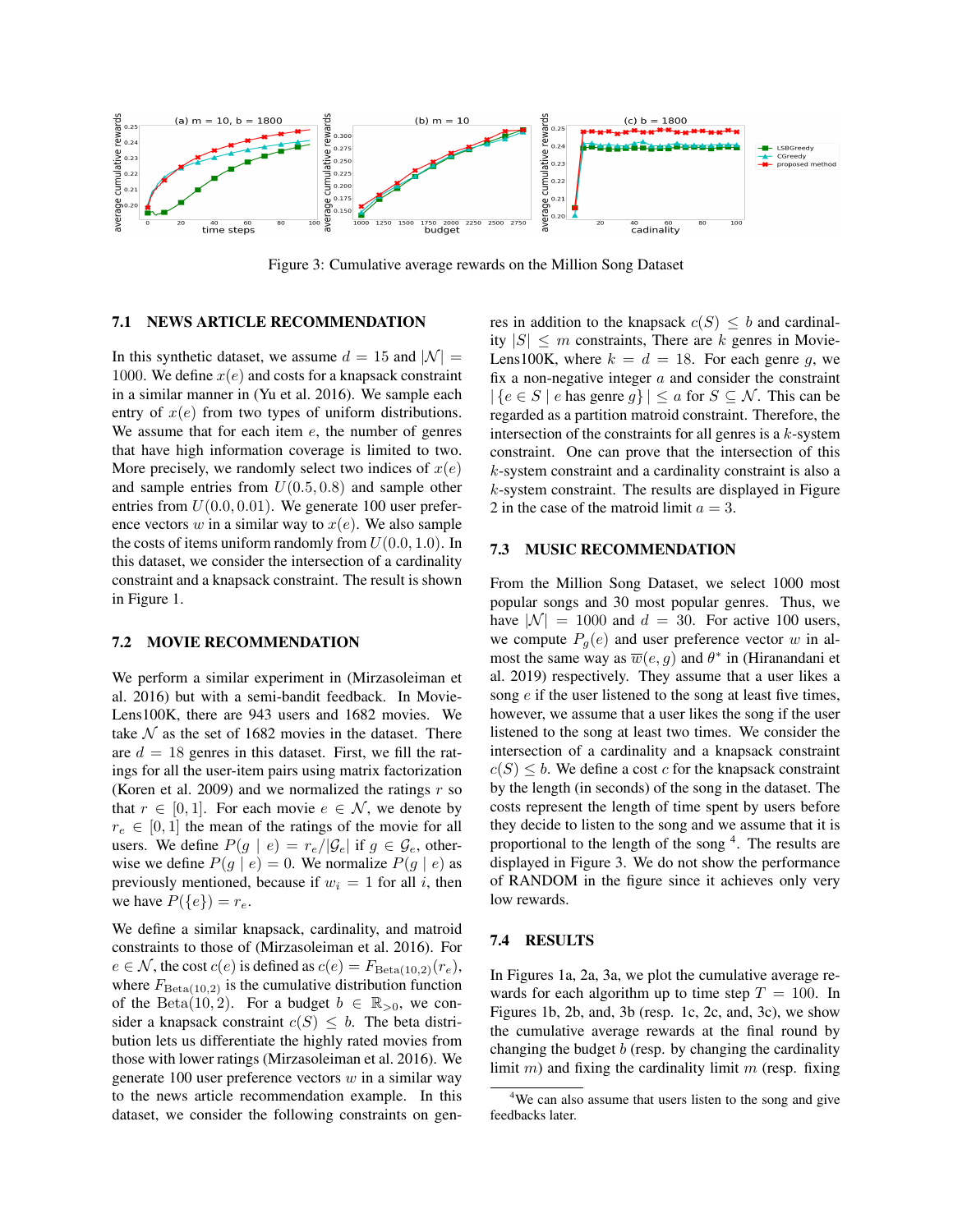Figure 3: Cumulative average rewards on the Million Song Dataset

### 7.1 NEWS ARTICLE RECOMMENDATION

In this synthetic dataset, we assume $d = 15$ and $|\mathcal{N}| = 1000$. We define $x(e)$ and costs for a knapsack constraint in a similar manner in (Yu et al. 2016). We sample each entry of $x(e)$ from two types of uniform distributions. We assume that for each item $e$, the number of genres that have high information coverage is limited to two. More precisely, we randomly select two indices of $x(e)$ and sample entries from $U(0.5, 0.8)$ and sample other entries from $U(0.0, 0.01)$. We generate 100 user preference vectors $w$ in a similar way to $x(e)$. We also sample the costs of items uniform randomly from $U(0.0, 1.0)$. In this dataset, we consider the intersection of a cardinality constraint and a knapsack constraint. The result is shown in Figure 1.

### 7.2 MOVIE RECOMMENDATION

We perform a similar experiment in (Mirzasoleiman et al. 2016) but with a semi-bandit feedback. In MovieLens100K, there are 943 users and 1682 movies. We take $\mathcal{N}$ as the set of 1682 movies in the dataset. There are $d = 18$ genres in this dataset. First, we fill the ratings for all the user-item pairs using matrix factorization (Koren et al. 2009) and we normalized the ratings $r$ so that $r \in [0, 1]$. For each movie $e \in \mathcal{N}$, we denote by $r_e \in [0, 1]$ the mean of the ratings of the movie for all users. We define $P(g \mid e) = r_e / |\mathcal{G}_e|$ if $g \in \mathcal{G}_e$, otherwise we define $P(g \mid e) = 0$. We normalize $P(g \mid e)$ as previously mentioned, because if $w_i = 1$ for all $i$, then we have $P(\{e\}) = r_e$.

We define a similar knapsack, cardinality, and matroid constraints to those of (Mirzasoleiman et al. 2016). For $e \in \mathcal{N}$, the cost $c(e)$ is defined as $c(e) = F_{\mathrm{Beta}(10,2)}(r_e)$, where $F_{\mathrm{Beta}(10,2)}$ is the cumulative distribution function of the $\mathrm{Beta}(10, 2)$. For a budget $b \in \mathbb{R}_{>0}$, we consider a knapsack constraint $c(S) \leq b$. The beta distribution lets us differentiate the highly rated movies from those with lower ratings (Mirzasoleiman et al. 2016). We generate 100 user preference vectors $w$ in a similar way to the news article recommendation example. In this dataset, we consider the following constraints on genres in addition to the knapsack $c(S) \leq b$ and cardinality $|S| \leq m$ constraints, There are $k$ genres in MovieLens100K, where $k = d = 18$. For each genre $g$, we fix a non-negative integer $a$ and consider the constraint $|\{e \in S \mid e \text{ has genre } g\}| \leq a$ for $S \subseteq \mathcal{N}$. This can be regarded as a partition matroid constraint. Therefore, the intersection of the constraints for all genres is a $k$-system constraint. One can prove that the intersection of this $k$-system constraint and a cardinality constraint is also a $k$-system constraint. The results are displayed in Figure 2 in the case of the matroid limit $a = 3$.

### 7.3 MUSIC RECOMMENDATION

From the Million Song Dataset, we select 1000 most popular songs and 30 most popular genres. Thus, we have $|\mathcal{N}| = 1000$ and $d = 30$. For active 100 users, we compute $P_g(e)$ and user preference vector $w$ in almost the same way as $\overline{w}(e, g)$ and $\theta^*$ in (Hiranandani et al. 2019) respectively. They assume that a user likes a song $e$ if the user listened to the song at least five times, however, we assume that a user likes the song if the user listened to the song at least two times. We consider the intersection of a cardinality and a knapsack constraint $c(S) \leq b$. We define a cost $c$ for the knapsack constraint by the length (in seconds) of the song in the dataset. The costs represent the length of time spent by users before they decide to listen to the song and we assume that it is proportional to the length of the song [4]. The results are displayed in Figure 3. We do not show the performance of RANDOM in the figure since it achieves only very low rewards.

### 7.4 RESULTS

In Figures 1a, 2a, 3a, we plot the cumulative average rewards for each algorithm up to time step $T = 100$. In Figures 1b, 2b, and, 3b (resp. 1c, 2c, and, 3c), we show the cumulative average rewards at the final round by changing the budget $b$ (resp. by changing the cardinality limit $m$) and fixing the cardinality limit $m$ (resp. fixing

[4] We can also assume that users listen to the song and give feedbacks later.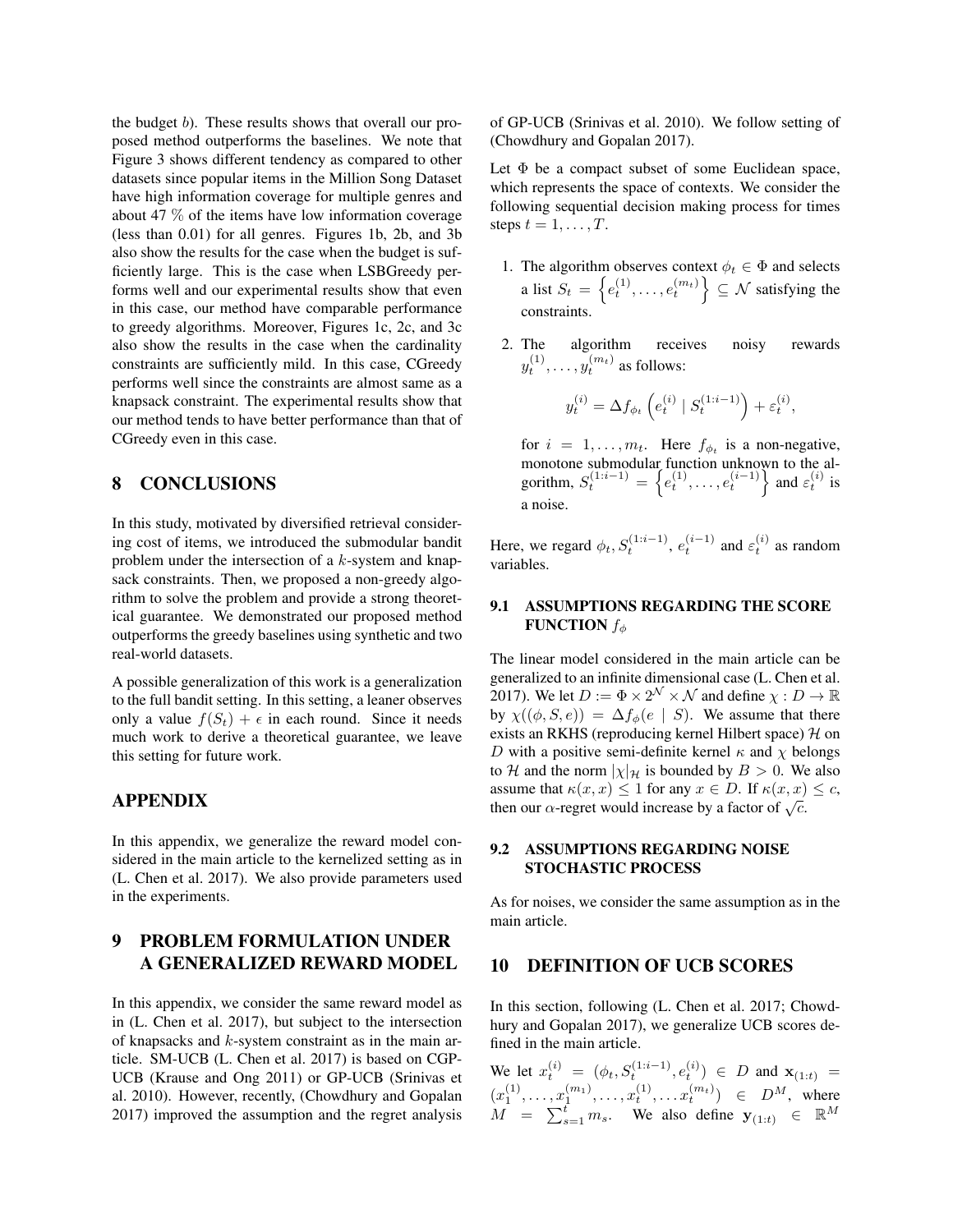the budget $b$). These results shows that overall our proposed method outperforms the baselines. We note that Figure 3 shows different tendency as compared to other datasets since popular items in the Million Song Dataset have high information coverage for multiple genres and about 47 % of the items have low information coverage (less than 0.01) for all genres. Figures 1b, 2b, and 3b also show the results for the case when the budget is sufficiently large. This is the case when LSBGreedy performs well and our experimental results show that even in this case, our method have comparable performance to greedy algorithms. Moreover, Figures 1c, 2c, and 3c also show the results in the case when the cardinality constraints are sufficiently mild. In this case, CGreedy performs well since the constraints are almost same as a knapsack constraint. The experimental results show that our method tends to have better performance than that of CGreedy even in this case.

# 8 CONCLUSIONS

In this study, motivated by diversified retrieval considering cost of items, we introduced the submodular bandit problem under the intersection of a $k$-system and knapsack constraints. Then, we proposed a non-greedy algorithm to solve the problem and provide a strong theoretical guarantee. We demonstrated our proposed method outperforms the greedy baselines using synthetic and two real-world datasets.

A possible generalization of this work is a generalization to the full bandit setting. In this setting, a leaner observes only a value $f(S_t) + \epsilon$ in each round. Since it needs much work to derive a theoretical guarantee, we leave this setting for future work.

# APPENDIX

In this appendix, we generalize the reward model considered in the main article to the kernelized setting as in (L. Chen et al. 2017). We also provide parameters used in the experiments.

# 9 PROBLEM FORMULATION UNDER A GENERALIZED REWARD MODEL

In this appendix, we consider the same reward model as in (L. Chen et al. 2017), but subject to the intersection of knapsacks and $k$-system constraint as in the main article. SM-UCB (L. Chen et al. 2017) is based on CGP-UCB (Krause and Ong 2011) or GP-UCB (Srinivas et al. 2010). However, recently, (Chowdhury and Gopalan 2017) improved the assumption and the regret analysis of GP-UCB (Srinivas et al. 2010). We follow setting of (Chowdhury and Gopalan 2017).

Let $\Phi$ be a compact subset of some Euclidean space, which represents the space of contexts. We consider the following sequential decision making process for times steps $t = 1, \ldots, T$.

1. The algorithm observes context $\phi_t \in \Phi$ and selects a list $S_t = \left\{e_t^{(1)}, \ldots, e_t^{(m_t)}\right\} \subseteq \mathcal{N}$ satisfying the constraints.
2. The algorithm receives noisy rewards $y_t^{(1)}, \ldots, y_t^{(m_t)}$ as follows:

$$y_t^{(i)} = \Delta f_{\phi_t}\left(e_t^{(i)} \mid S_t^{(1:i-1)}\right) + \varepsilon_t^{(i)},$$

   for $i = 1, \ldots, m_t$. Here $f_{\phi_t}$ is a non-negative, monotone submodular function unknown to the algorithm, $S_t^{(1:i-1)} = \left\{e_t^{(1)}, \ldots, e_t^{(i-1)}\right\}$ and $\varepsilon_t^{(i)}$ is a noise.

Here, we regard $\phi_t, S_t^{(1:i-1)}, e_t^{(i-1)}$ and $\varepsilon_t^{(i)}$ as random variables.

## 9.1 ASSUMPTIONS REGARDING THE SCORE FUNCTION $f_\phi$

The linear model considered in the main article can be generalized to an infinite dimensional case (L. Chen et al. 2017). We let $D := \Phi \times 2^{\mathcal{N}} \times \mathcal{N}$ and define $\chi : D \to \mathbb{R}$ by $\chi((\phi, S, e)) = \Delta f_\phi(e \mid S)$. We assume that there exists an RKHS (reproducing kernel Hilbert space) $\mathcal{H}$ on $D$ with a positive semi-definite kernel $\kappa$ and $\chi$ belongs to $\mathcal{H}$ and the norm $|\chi|_{\mathcal{H}}$ is bounded by $B > 0$. We also assume that $\kappa(x, x) \leq 1$ for any $x \in D$. If $\kappa(x, x) \leq c$, then our $\alpha$-regret would increase by a factor of $\sqrt{c}$.

## 9.2 ASSUMPTIONS REGARDING NOISE STOCHASTIC PROCESS

As for noises, we consider the same assumption as in the main article.

# 10 DEFINITION OF UCB SCORES

In this section, following (L. Chen et al. 2017; Chowdhury and Gopalan 2017), we generalize UCB scores defined in the main article.

We let $x_t^{(i)} = (\phi_t, S_t^{(1:i-1)}, e_t^{(i)}) \in D$ and $\mathbf{x}_{(1:t)} = (x_1^{(1)}, \ldots, x_1^{(m_1)}, \ldots, x_t^{(1)}, \ldots x_t^{(m_t)}) \in D^M$, where $M = \sum_{s=1}^{t} m_s$. We also define $\mathbf{y}_{(1:t)} \in \mathbb{R}^M$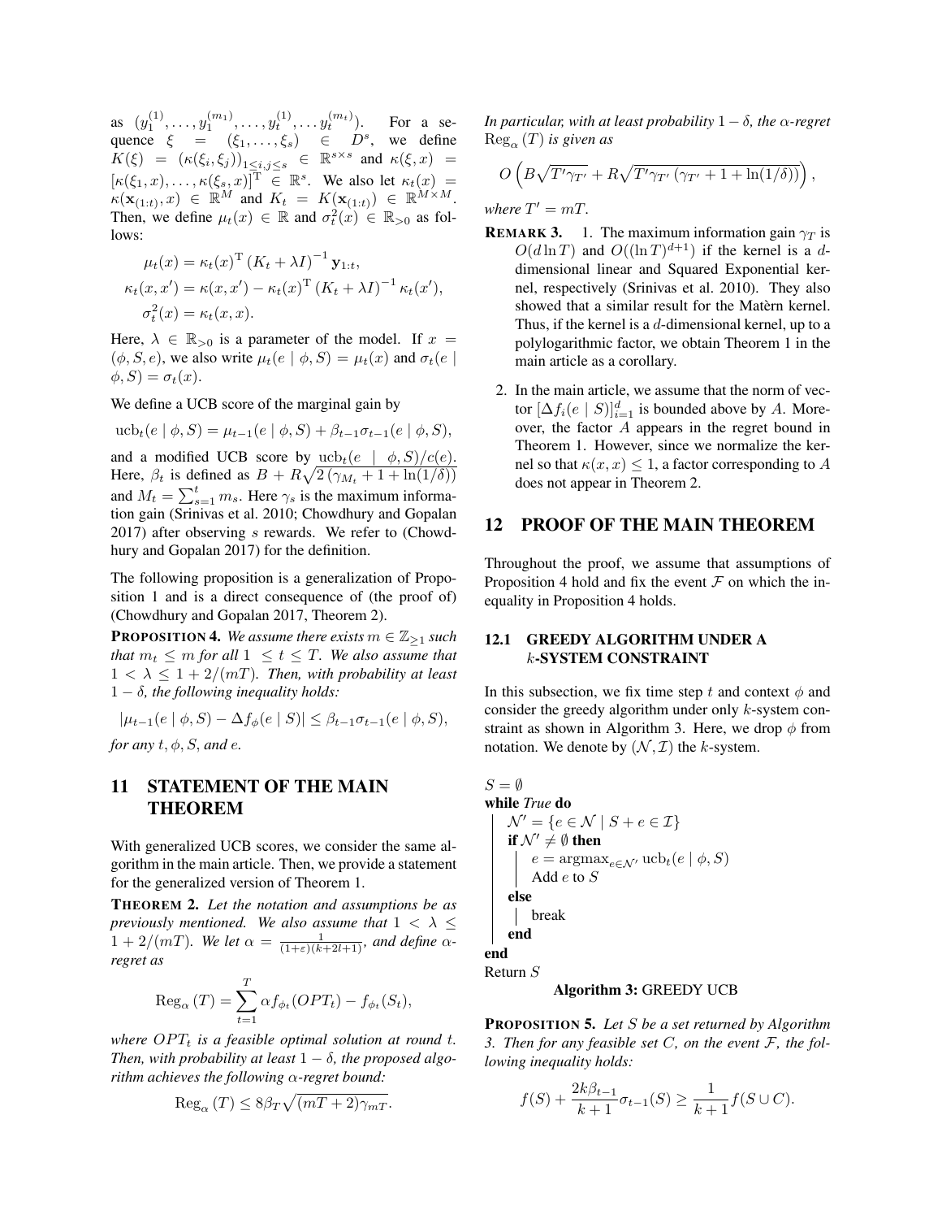as $(y_1^{(1)}, \dots, y_1^{(m_1)}, \dots, y_t^{(1)}, \dots y_t^{(m_t)})$. For a sequence $\xi = (\xi_1, \dots, \xi_s) \in D^s$, we define $K(\xi) = (\kappa(\xi_i, \xi_j))_{1 \le i,j \le s} \in \mathbb{R}^{s \times s}$ and $\kappa(\xi, x) = [\kappa(\xi_1, x), \dots, \kappa(\xi_s, x)]^{\mathrm{T}} \in \mathbb{R}^s$. We also let $\kappa_t(x) = \kappa(\mathbf{x}_{(1:t)}, x) \in \mathbb{R}^M$ and $K_t = K(\mathbf{x}_{(1:t)}) \in \mathbb{R}^{M \times M}$. Then, we define $\mu_t(x) \in \mathbb{R}$ and $\sigma_t^2(x) \in \mathbb{R}_{>0}$ as follows:

$$
\mu_t(x) = \kappa_t(x)^{\mathrm{T}} (K_t + \lambda I)^{-1} \mathbf{y}_{1:t},
$$

$$
\kappa_t(x, x') = \kappa(x, x') - \kappa_t(x)^{\mathrm{T}} (K_t + \lambda I)^{-1} \kappa_t(x'),
$$

$$
\sigma_t^2(x) = \kappa_t(x, x).
$$

Here, $\lambda \in \mathbb{R}_{>0}$ is a parameter of the model. If $x = (\phi, S, e)$, we also write $\mu_t(e \mid \phi, S) = \mu_t(x)$ and $\sigma_t(e \mid \phi, S) = \sigma_t(x)$.

We define a UCB score of the marginal gain by

$$
\mathrm{ucb}_t(e \mid \phi, S) = \mu_{t-1}(e \mid \phi, S) + \beta_{t-1}\sigma_{t-1}(e \mid \phi, S),
$$

and a modified UCB score by $\mathrm{ucb}_t(e \mid \phi, S)/c(e)$. Here, $\beta_t$ is defined as $B + R\sqrt{2(\gamma_{M_t} + 1 + \ln(1/\delta))}$ and $M_t = \sum_{s=1}^t m_s$. Here $\gamma_s$ is the maximum information gain (Srinivas et al. 2010; Chowdhury and Gopalan 2017) after observing $s$ rewards. We refer to (Chowdhury and Gopalan 2017) for the definition.

The following proposition is a generalization of Proposition 1 and is a direct consequence of (the proof of) (Chowdhury and Gopalan 2017, Theorem 2).

**PROPOSITION 4.** *We assume there exists $m \in \mathbb{Z}_{\ge 1}$ such that $m_t \le m$ for all $1 \le t \le T$. We also assume that $1 < \lambda \le 1 + 2/(mT)$. Then, with probability at least $1 - \delta$, the following inequality holds:*

$$
|\mu_{t-1}(e \mid \phi, S) - \Delta f_\phi(e \mid S)| \le \beta_{t-1}\sigma_{t-1}(e \mid \phi, S),
$$

*for any $t, \phi, S$, and $e$.*

# 11 STATEMENT OF THE MAIN THEOREM

With generalized UCB scores, we consider the same algorithm in the main article. Then, we provide a statement for the generalized version of Theorem 1.

**THEOREM 2.** *Let the notation and assumptions be as previously mentioned. We also assume that $1 < \lambda \le 1 + 2/(mT)$. We let $\alpha = \frac{1}{(1+\varepsilon)(k+2l+1)}$, and define $\alpha$-regret as*

$$
\mathrm{Reg}_\alpha(T) = \sum_{t=1}^T \alpha f_{\phi_t}(OPT_t) - f_{\phi_t}(S_t),
$$

*where $OPT_t$ is a feasible optimal solution at round $t$. Then, with probability at least $1 - \delta$, the proposed algorithm achieves the following $\alpha$-regret bound:*

$$
\mathrm{Reg}_\alpha(T) \le 8\beta_T\sqrt{(mT+2)\gamma_{mT}}.
$$

*In particular, with at least probability $1 - \delta$, the $\alpha$-regret $\mathrm{Reg}_\alpha(T)$ is given as*

$$
O\left(B\sqrt{T'\gamma_{T'}} + R\sqrt{T'\gamma_{T'}(\gamma_{T'} + 1 + \ln(1/\delta))}\right),
$$

*where $T' = mT$.*

**REMARK 3.**

1. The maximum information gain $\gamma_T$ is $O(d \ln T)$ and $O((\ln T)^{d+1})$ if the kernel is a $d$-dimensional linear and Squared Exponential kernel, respectively (Srinivas et al. 2010). They also showed that a similar result for the Matèrn kernel. Thus, if the kernel is a $d$-dimensional kernel, up to a polylogarithmic factor, we obtain Theorem 1 in the main article as a corollary.
2. In the main article, we assume that the norm of vector $[\Delta f_i(e \mid S)]_{i=1}^d$ is bounded above by $A$. Moreover, the factor $A$ appears in the regret bound in Theorem 1. However, since we normalize the kernel so that $\kappa(x, x) \le 1$, a factor corresponding to $A$ does not appear in Theorem 2.

# 12 PROOF OF THE MAIN THEOREM

Throughout the proof, we assume that assumptions of Proposition 4 hold and fix the event $\mathcal{F}$ on which the inequality in Proposition 4 holds.

## 12.1 GREEDY ALGORITHM UNDER A $k$-SYSTEM CONSTRAINT

In this subsection, we fix time step $t$ and context $\phi$ and consider the greedy algorithm under only $k$-system constraint as shown in Algorithm 3. Here, we drop $\phi$ from notation. We denote by $(\mathcal{N}, \mathcal{I})$ the $k$-system.

```
S = ∅
while True do
    N' = {e ∈ N | S + e ∈ I}
    if N' ≠ ∅ then
        e = argmax_{e∈N'} ucb_t(e | φ, S)
        Add e to S
    else
        break
    end
end
Return S
```

**Algorithm 3:** GREEDY UCB

**PROPOSITION 5.** *Let $S$ be a set returned by Algorithm 3. Then for any feasible set $C$, on the event $\mathcal{F}$, the following inequality holds:*

$$
f(S) + \frac{2k\beta_{t-1}}{k+1}\sigma_{t-1}(S) \ge \frac{1}{k+1} f(S \cup C).
$$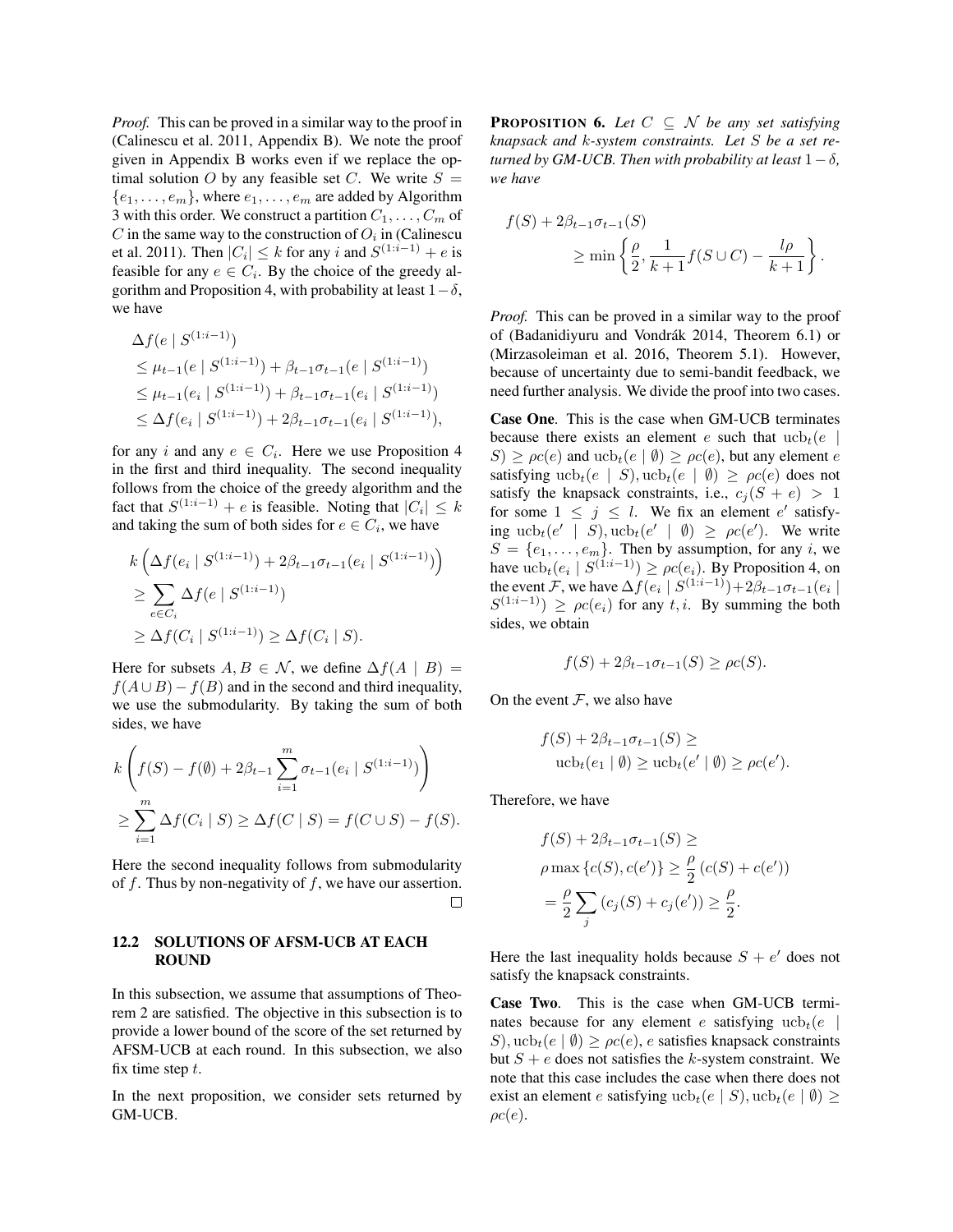*Proof.* This can be proved in a similar way to the proof in (Calinescu et al. 2011, Appendix B). We note the proof given in Appendix B works even if we replace the optimal solution $O$ by any feasible set $C$. We write $S = \{e_1, \dots, e_m\}$, where $e_1, \dots, e_m$ are added by Algorithm 3 with this order. We construct a partition $C_1, \dots, C_m$ of $C$ in the same way to the construction of $O_i$ in (Calinescu et al. 2011). Then $|C_i| \le k$ for any $i$ and $S^{(1:i-1)} + e$ is feasible for any $e \in C_i$. By the choice of the greedy algorithm and Proposition 4, with probability at least $1-\delta$, we have

$$
\begin{aligned}
&\Delta f(e \mid S^{(1:i-1)}) \\
&\le \mu_{t-1}(e \mid S^{(1:i-1)}) + \beta_{t-1}\sigma_{t-1}(e \mid S^{(1:i-1)}) \\
&\le \mu_{t-1}(e_i \mid S^{(1:i-1)}) + \beta_{t-1}\sigma_{t-1}(e_i \mid S^{(1:i-1)}) \\
&\le \Delta f(e_i \mid S^{(1:i-1)}) + 2\beta_{t-1}\sigma_{t-1}(e_i \mid S^{(1:i-1)}),
\end{aligned}
$$

for any $i$ and any $e \in C_i$. Here we use Proposition 4 in the first and third inequality. The second inequality follows from the choice of the greedy algorithm and the fact that $S^{(1:i-1)} + e$ is feasible. Noting that $|C_i| \le k$ and taking the sum of both sides for $e \in C_i$, we have

$$
\begin{aligned}
&k\left(\Delta f(e_i \mid S^{(1:i-1)}) + 2\beta_{t-1}\sigma_{t-1}(e_i \mid S^{(1:i-1)})\right) \\
&\ge \sum_{e \in C_i} \Delta f(e \mid S^{(1:i-1)}) \\
&\ge \Delta f(C_i \mid S^{(1:i-1)}) \ge \Delta f(C_i \mid S).
\end{aligned}
$$

Here for subsets $A, B \in \mathcal{N}$, we define $\Delta f(A \mid B) = f(A \cup B) - f(B)$ and in the second and third inequality, we use the submodularity. By taking the sum of both sides, we have

$$
\begin{aligned}
&k\left(f(S) - f(\emptyset) + 2\beta_{t-1}\sum_{i=1}^{m}\sigma_{t-1}(e_i \mid S^{(1:i-1)})\right) \\
&\ge \sum_{i=1}^{m} \Delta f(C_i \mid S) \ge \Delta f(C \mid S) = f(C \cup S) - f(S).
\end{aligned}
$$

Here the second inequality follows from submodularity of $f$. Thus by non-negativity of $f$, we have our assertion. □

### 12.2 SOLUTIONS OF AFSM-UCB AT EACH ROUND

In this subsection, we assume that assumptions of Theorem 2 are satisfied. The objective in this subsection is to provide a lower bound of the score of the set returned by AFSM-UCB at each round. In this subsection, we also fix time step $t$.

In the next proposition, we consider sets returned by GM-UCB.

**PROPOSITION 6.** *Let $C \subseteq \mathcal{N}$ be any set satisfying knapsack and $k$-system constraints. Let $S$ be a set returned by GM-UCB. Then with probability at least $1-\delta$, we have*

$$
\begin{aligned}
&f(S) + 2\beta_{t-1}\sigma_{t-1}(S) \\
&\qquad \ge \min\left\{\frac{\rho}{2}, \frac{1}{k+1}f(S \cup C) - \frac{l\rho}{k+1}\right\}.
\end{aligned}
$$

*Proof.* This can be proved in a similar way to the proof of (Badanidiyuru and Vondrák 2014, Theorem 6.1) or (Mirzasoleiman et al. 2016, Theorem 5.1). However, because of uncertainty due to semi-bandit feedback, we need further analysis. We divide the proof into two cases.

**Case One**. This is the case when GM-UCB terminates because there exists an element $e$ such that $\mathrm{ucb}_t(e \mid S) \ge \rho c(e)$ and $\mathrm{ucb}_t(e \mid \emptyset) \ge \rho c(e)$, but any element $e$ satisfying $\mathrm{ucb}_t(e \mid S), \mathrm{ucb}_t(e \mid \emptyset) \ge \rho c(e)$ does not satisfy the knapsack constraints, i.e., $c_j(S + e) > 1$ for some $1 \le j \le l$. We fix an element $e'$ satisfying $\mathrm{ucb}_t(e' \mid S), \mathrm{ucb}_t(e' \mid \emptyset) \ge \rho c(e')$. We write $S = \{e_1, \dots, e_m\}$. Then by assumption, for any $i$, we have $\mathrm{ucb}_t(e_i \mid S^{(1:i-1)}) \ge \rho c(e_i)$. By Proposition 4, on the event $\mathcal{F}$, we have $\Delta f(e_i \mid S^{(1:i-1)}) + 2\beta_{t-1}\sigma_{t-1}(e_i \mid S^{(1:i-1)}) \ge \rho c(e_i)$ for any $t, i$. By summing the both sides, we obtain

$$
f(S) + 2\beta_{t-1}\sigma_{t-1}(S) \ge \rho c(S).
$$

On the event $\mathcal{F}$, we also have

$$
\begin{aligned}
&f(S) + 2\beta_{t-1}\sigma_{t-1}(S) \ge \\
&\quad \mathrm{ucb}_t(e_1 \mid \emptyset) \ge \mathrm{ucb}_t(e' \mid \emptyset) \ge \rho c(e').
\end{aligned}
$$

Therefore, we have

$$
\begin{aligned}
&f(S) + 2\beta_{t-1}\sigma_{t-1}(S) \ge \\
&\rho \max\{c(S), c(e')\} \ge \frac{\rho}{2}(c(S) + c(e')) \\
&= \frac{\rho}{2}\sum_j (c_j(S) + c_j(e')) \ge \frac{\rho}{2}.
\end{aligned}
$$

Here the last inequality holds because $S + e'$ does not satisfy the knapsack constraints.

**Case Two**. This is the case when GM-UCB terminates because for any element $e$ satisfying $\mathrm{ucb}_t(e \mid S), \mathrm{ucb}_t(e \mid \emptyset) \ge \rho c(e)$, $e$ satisfies knapsack constraints but $S + e$ does not satisfies the $k$-system constraint. We note that this case includes the case when there does not exist an element $e$ satisfying $\mathrm{ucb}_t(e \mid S), \mathrm{ucb}_t(e \mid \emptyset) \ge \rho c(e)$.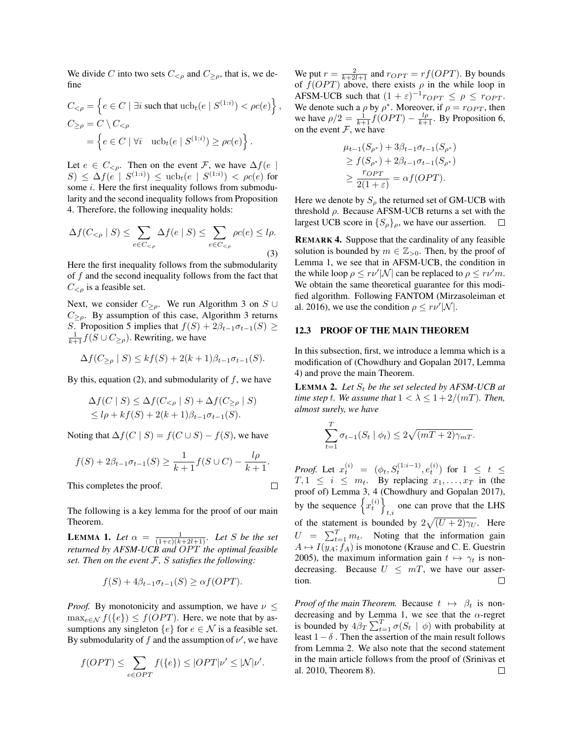We divide $C$ into two sets $C_{<\rho}$ and $C_{\geq\rho}$, that is, we define

$$C_{<\rho} = \left\{ e \in C \mid \exists i \text{ such that } \mathrm{ucb}_t(e \mid S^{(1:i)}) < \rho c(e) \right\},$$
$$C_{\geq\rho} = C \setminus C_{<\rho}$$
$$= \left\{ e \in C \mid \forall i \quad \mathrm{ucb}_t(e \mid S^{(1:i)}) \geq \rho c(e) \right\}.$$

Let $e \in C_{<\rho}$. Then on the event $\mathcal{F}$, we have $\Delta f(e \mid S) \leq \Delta f(e \mid S^{(1:i)}) \leq \mathrm{ucb}_t(e \mid S^{(1:i)}) < \rho c(e)$ for some $i$. Here the first inequality follows from submodularity and the second inequality follows from Proposition 4. Therefore, the following inequality holds:

$$\Delta f(C_{<\rho} \mid S) \leq \sum_{e \in C_{<\rho}} \Delta f(e \mid S) \leq \sum_{e \in C_{<\rho}} \rho c(e) \leq l\rho. \tag{3}$$

Here the first inequality follows from the submodularity of $f$ and the second inequality follows from the fact that $C_{<\rho}$ is a feasible set.

Next, we consider $C_{\geq\rho}$. We run Algorithm 3 on $S \cup C_{\geq\rho}$. By assumption of this case, Algorithm 3 returns $S$. Proposition 5 implies that $f(S) + 2\beta_{t-1}\sigma_{t-1}(S) \geq \frac{1}{k+1} f(S \cup C_{\geq\rho})$. Rewriting, we have

$$\Delta f(C_{\geq\rho} \mid S) \leq k f(S) + 2(k+1)\beta_{t-1}\sigma_{t-1}(S).$$

By this, equation (2), and submodularity of $f$, we have

$$\Delta f(C \mid S) \leq \Delta f(C_{<\rho} \mid S) + \Delta f(C_{\geq\rho} \mid S)$$
$$\leq l\rho + k f(S) + 2(k+1)\beta_{t-1}\sigma_{t-1}(S).$$

Noting that $\Delta f(C \mid S) = f(C \cup S) - f(S)$, we have

$$f(S) + 2\beta_{t-1}\sigma_{t-1}(S) \geq \frac{1}{k+1} f(S \cup C) - \frac{l\rho}{k+1}.$$

This completes the proof. □

The following is a key lemma for the proof of our main Theorem.

**Lemma 1.** *Let $\alpha = \frac{1}{(1+\varepsilon)(k+2l+1)}$. Let $S$ be the set returned by AFSM-UCB and $OPT$ the optimal feasible set. Then on the event $\mathcal{F}$, $S$ satisfies the following:*

$$f(S) + 4\beta_{t-1}\sigma_{t-1}(S) \geq \alpha f(OPT).$$

*Proof.* By monotonicity and assumption, we have $\nu \leq \max_{e \in \mathcal{N}} f(\{e\}) \leq f(OPT)$. Here, we note that by assumptions any singleton $\{e\}$ for $e \in \mathcal{N}$ is a feasible set. By submodularity of $f$ and the assumption of $\nu'$, we have

$$f(OPT) \leq \sum_{e \in OPT} f(\{e\}) \leq |OPT|\nu' \leq |\mathcal{N}|\nu'.$$

We put $r = \frac{2}{k+2l+1}$ and $r_{OPT} = r f(OPT)$. By bounds of $f(OPT)$ above, there exists $\rho$ in the while loop in AFSM-UCB such that $(1+\varepsilon)^{-1} r_{OPT} \leq \rho \leq r_{OPT}$. We denote such a $\rho$ by $\rho^*$. Moreover, if $\rho = r_{OPT}$, then we have $\rho/2 = \frac{1}{k+1} f(OPT) - \frac{l\rho}{k+1}$. By Proposition 6, on the event $\mathcal{F}$, we have

$$\mu_{t-1}(S_{\rho^*}) + 3\beta_{t-1}\sigma_{t-1}(S_{\rho^*})$$
$$\geq f(S_{\rho^*}) + 2\beta_{t-1}\sigma_{t-1}(S_{\rho^*})$$
$$\geq \frac{r_{OPT}}{2(1+\varepsilon)} = \alpha f(OPT).$$

Here we denote by $S_\rho$ the returned set of GM-UCB with threshold $\rho$. Because AFSM-UCB returns a set with the largest UCB score in $\{S_\rho\}_\rho$, we have our assertion. □

**Remark 4.** Suppose that the cardinality of any feasible solution is bounded by $m \in \mathbb{Z}_{>0}$. Then, by the proof of Lemma 1, we see that in AFSM-UCB, the condition in the while loop $\rho \leq r\nu'|\mathcal{N}|$ can be replaced to $\rho \leq r\nu' m$. We obtain the same theoretical guarantee for this modified algorithm. Following FANTOM (Mirzasoleiman et al. 2016), we use the condition $\rho \leq r\nu'|\mathcal{N}|$.

## 12.3 PROOF OF THE MAIN THEOREM

In this subsection, first, we introduce a lemma which is a modification of (Chowdhury and Gopalan 2017, Lemma 4) and prove the main Theorem.

**Lemma 2.** *Let $S_t$ be the set selected by AFSM-UCB at time step $t$. We assume that $1 < \lambda \leq 1 + 2/(mT)$. Then, almost surely, we have*

$$\sum_{t=1}^{T} \sigma_{t-1}(S_t \mid \phi_t) \leq 2\sqrt{(mT+2)\gamma_{mT}}.$$

*Proof.* Let $x_t^{(i)} = (\phi_t, S_t^{(1:i-1)}, e_t^{(i)})$ for $1 \leq t \leq T, 1 \leq i \leq m_t$. By replacing $x_1, \ldots, x_T$ in (the proof of) Lemma 3, 4 (Chowdhury and Gopalan 2017), by the sequence $\left\{x_t^{(i)}\right\}_{t,i}$ one can prove that the LHS of the statement is bounded by $2\sqrt{(U+2)\gamma_U}$. Here $U = \sum_{t=1}^{T} m_t$. Noting that the information gain $A \mapsto I(y_A; f_A)$ is monotone (Krause and C. E. Guestrin 2005), the maximum information gain $t \mapsto \gamma_t$ is non-decreasing. Because $U \leq mT$, we have our assertion. □

*Proof of the main Theorem.* Because $t \mapsto \beta_t$ is non-decreasing and by Lemma 1, we see that the $\alpha$-regret is bounded by $4\beta_T \sum_{t=1}^{T} \sigma(S_t \mid \phi)$ with probability at least $1-\delta$ . Then the assertion of the main result follows from Lemma 2. We also note that the second statement in the main article follows from the proof of (Srinivas et al. 2010, Theorem 8). □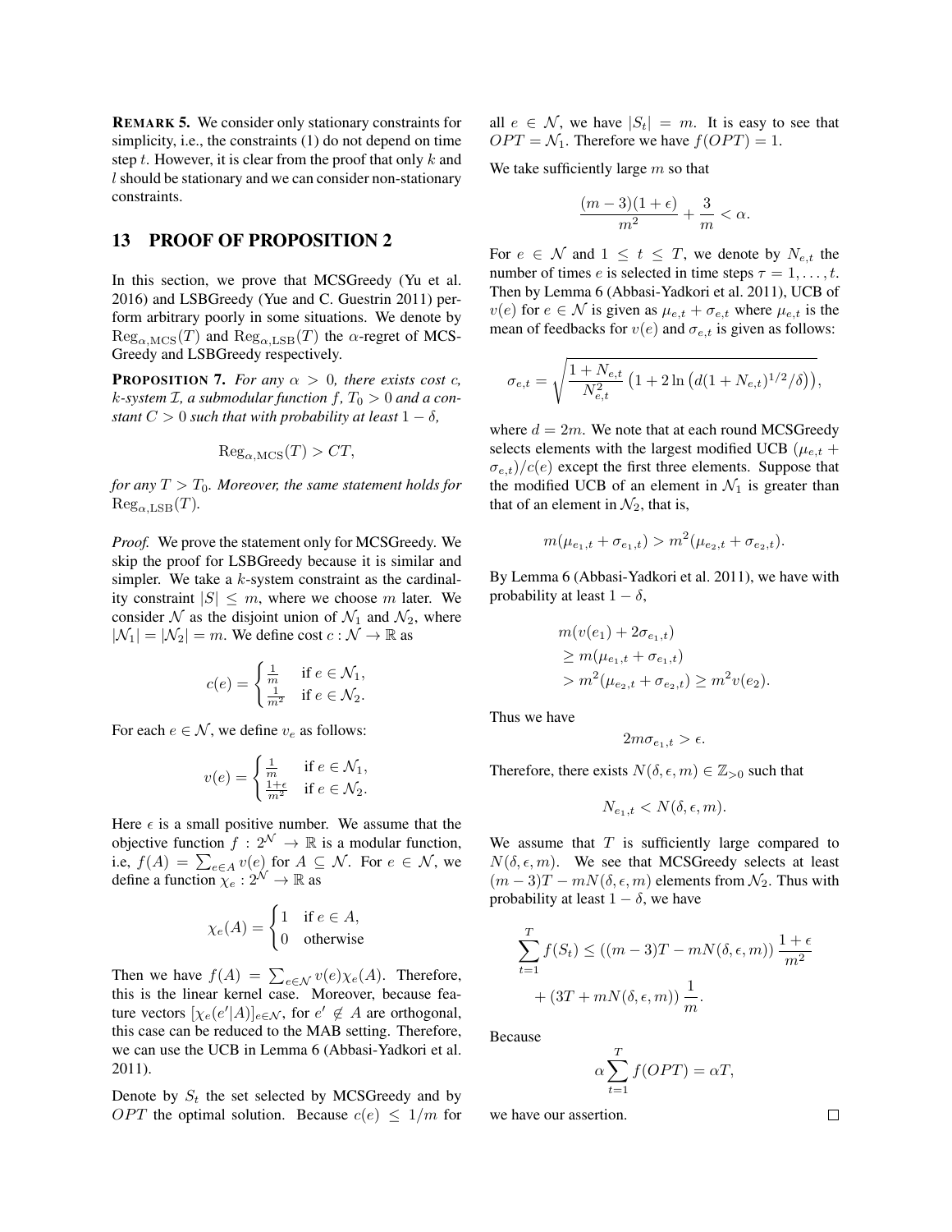**REMARK 5.** We consider only stationary constraints for simplicity, i.e., the constraints (1) do not depend on time step $t$. However, it is clear from the proof that only $k$ and $l$ should be stationary and we can consider non-stationary constraints.

## 13 PROOF OF PROPOSITION 2

In this section, we prove that MCSGreedy (Yu et al. 2016) and LSBGreedy (Yue and C. Guestrin 2011) perform arbitrary poorly in some situations. We denote by $\mathrm{Reg}_{\alpha,\mathrm{MCS}}(T)$ and $\mathrm{Reg}_{\alpha,\mathrm{LSB}}(T)$ the $\alpha$-regret of MCSGreedy and LSBGreedy respectively.

**PROPOSITION 7.** *For any $\alpha > 0$, there exists cost $c$, $k$-system $\mathcal{I}$, a submodular function $f$, $T_0 > 0$ and a constant $C > 0$ such that with probability at least $1 - \delta$,*

$$\mathrm{Reg}_{\alpha,\mathrm{MCS}}(T) > CT,$$

*for any $T > T_0$. Moreover, the same statement holds for $\mathrm{Reg}_{\alpha,\mathrm{LSB}}(T)$.*

*Proof.* We prove the statement only for MCSGreedy. We skip the proof for LSBGreedy because it is similar and simpler. We take a $k$-system constraint as the cardinality constraint $|S| \leq m$, where we choose $m$ later. We consider $\mathcal{N}$ as the disjoint union of $\mathcal{N}_1$ and $\mathcal{N}_2$, where $|\mathcal{N}_1| = |\mathcal{N}_2| = m$. We define cost $c : \mathcal{N} \to \mathbb{R}$ as

$$c(e) = \begin{cases} \frac{1}{m} & \text{if } e \in \mathcal{N}_1, \\ \frac{1}{m^2} & \text{if } e \in \mathcal{N}_2. \end{cases}$$

For each $e \in \mathcal{N}$, we define $v_e$ as follows:

$$v(e) = \begin{cases} \frac{1}{m} & \text{if } e \in \mathcal{N}_1, \\ \frac{1+\epsilon}{m^2} & \text{if } e \in \mathcal{N}_2. \end{cases}$$

Here $\epsilon$ is a small positive number. We assume that the objective function $f : 2^{\mathcal{N}} \to \mathbb{R}$ is a modular function, i.e, $f(A) = \sum_{e \in A} v(e)$ for $A \subseteq \mathcal{N}$. For $e \in \mathcal{N}$, we define a function $\chi_e : 2^{\mathcal{N}} \to \mathbb{R}$ as

$$\chi_e(A) = \begin{cases} 1 & \text{if } e \in A, \\ 0 & \text{otherwise} \end{cases}$$

Then we have $f(A) = \sum_{e \in \mathcal{N}} v(e)\chi_e(A)$. Therefore, this is the linear kernel case. Moreover, because feature vectors $[\chi_e(e'|A)]_{e \in \mathcal{N}}$, for $e' \notin A$ are orthogonal, this case can be reduced to the MAB setting. Therefore, we can use the UCB in Lemma 6 (Abbasi-Yadkori et al. 2011).

Denote by $S_t$ the set selected by MCSGreedy and by $OPT$ the optimal solution. Because $c(e) \leq 1/m$ for all $e \in \mathcal{N}$, we have $|S_t| = m$. It is easy to see that $OPT = \mathcal{N}_1$. Therefore we have $f(OPT) = 1$.

We take sufficiently large $m$ so that

$$\frac{(m-3)(1+\epsilon)}{m^2} + \frac{3}{m} < \alpha.$$

For $e \in \mathcal{N}$ and $1 \leq t \leq T$, we denote by $N_{e,t}$ the number of times $e$ is selected in time steps $\tau = 1, \ldots, t$. Then by Lemma 6 (Abbasi-Yadkori et al. 2011), UCB of $v(e)$ for $e \in \mathcal{N}$ is given as $\mu_{e,t} + \sigma_{e,t}$ where $\mu_{e,t}$ is the mean of feedbacks for $v(e)$ and $\sigma_{e,t}$ is given as follows:

$$\sigma_{e,t} = \sqrt{\frac{1 + N_{e,t}}{N_{e,t}^2}\left(1 + 2\ln\left(d(1 + N_{e,t})^{1/2}/\delta\right)\right)},$$

where $d = 2m$. We note that at each round MCSGreedy selects elements with the largest modified UCB $(\mu_{e,t} + \sigma_{e,t})/c(e)$ except the first three elements. Suppose that the modified UCB of an element in $\mathcal{N}_1$ is greater than that of an element in $\mathcal{N}_2$, that is,

$$m(\mu_{e_1,t} + \sigma_{e_1,t}) > m^2(\mu_{e_2,t} + \sigma_{e_2,t}).$$

By Lemma 6 (Abbasi-Yadkori et al. 2011), we have with probability at least $1 - \delta$,

$$\begin{aligned}
&m(v(e_1) + 2\sigma_{e_1,t}) \\
&\geq m(\mu_{e_1,t} + \sigma_{e_1,t}) \\
&> m^2(\mu_{e_2,t} + \sigma_{e_2,t}) \geq m^2 v(e_2).
\end{aligned}$$

Thus we have

$$2m\sigma_{e_1,t} > \epsilon.$$

Therefore, there exists $N(\delta, \epsilon, m) \in \mathbb{Z}_{>0}$ such that

$$N_{e_1,t} < N(\delta, \epsilon, m).$$

We assume that $T$ is sufficiently large compared to $N(\delta, \epsilon, m)$. We see that MCSGreedy selects at least $(m-3)T - mN(\delta, \epsilon, m)$ elements from $\mathcal{N}_2$. Thus with probability at least $1 - \delta$, we have

$$\begin{aligned}
\sum_{t=1}^{T} f(S_t) &\leq ((m-3)T - mN(\delta, \epsilon, m))\,\frac{1+\epsilon}{m^2} \\
&\quad + (3T + mN(\delta, \epsilon, m))\,\frac{1}{m}.
\end{aligned}$$

Because

$$\alpha \sum_{t=1}^{T} f(OPT) = \alpha T,$$

we have our assertion. $\square$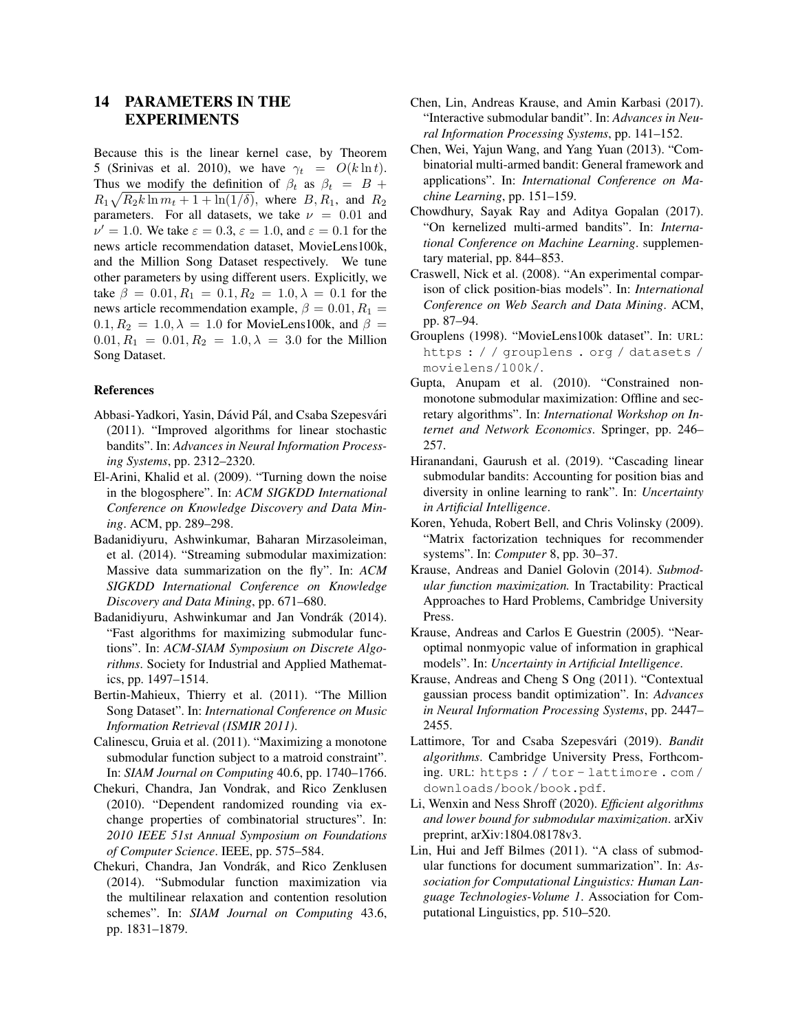## 14 PARAMETERS IN THE EXPERIMENTS

Because this is the linear kernel case, by Theorem 5 (Srinivas et al. 2010), we have $\gamma_t = O(k \ln t)$. Thus we modify the definition of $\beta_t$ as $\beta_t = B + R_1\sqrt{R_2 k \ln m_t + 1 + \ln(1/\delta)}$, where $B, R_1$, and $R_2$ parameters. For all datasets, we take $\nu = 0.01$ and $\nu' = 1.0$. We take $\varepsilon = 0.3$, $\varepsilon = 1.0$, and $\varepsilon = 0.1$ for the news article recommendation dataset, MovieLens100k, and the Million Song Dataset respectively. We tune other parameters by using different users. Explicitly, we take $\beta = 0.01, R_1 = 0.1, R_2 = 1.0, \lambda = 0.1$ for the news article recommendation example, $\beta = 0.01, R_1 = 0.1, R_2 = 1.0, \lambda = 1.0$ for MovieLens100k, and $\beta = 0.01, R_1 = 0.01, R_2 = 1.0, \lambda = 3.0$ for the Million Song Dataset.

### References

Abbasi-Yadkori, Yasin, Dávid Pál, and Csaba Szepesvári (2011). "Improved algorithms for linear stochastic bandits". In: *Advances in Neural Information Processing Systems*, pp. 2312–2320.

El-Arini, Khalid et al. (2009). "Turning down the noise in the blogosphere". In: *ACM SIGKDD International Conference on Knowledge Discovery and Data Mining*. ACM, pp. 289–298.

Badanidiyuru, Ashwinkumar, Baharan Mirzasoleiman, et al. (2014). "Streaming submodular maximization: Massive data summarization on the fly". In: *ACM SIGKDD International Conference on Knowledge Discovery and Data Mining*, pp. 671–680.

Badanidiyuru, Ashwinkumar and Jan Vondrák (2014). "Fast algorithms for maximizing submodular functions". In: *ACM-SIAM Symposium on Discrete Algorithms*. Society for Industrial and Applied Mathematics, pp. 1497–1514.

Bertin-Mahieux, Thierry et al. (2011). "The Million Song Dataset". In: *International Conference on Music Information Retrieval (ISMIR 2011)*.

Calinescu, Gruia et al. (2011). "Maximizing a monotone submodular function subject to a matroid constraint". In: *SIAM Journal on Computing* 40.6, pp. 1740–1766.

Chekuri, Chandra, Jan Vondrak, and Rico Zenklusen (2010). "Dependent randomized rounding via exchange properties of combinatorial structures". In: *2010 IEEE 51st Annual Symposium on Foundations of Computer Science*. IEEE, pp. 575–584.

Chekuri, Chandra, Jan Vondrák, and Rico Zenklusen (2014). "Submodular function maximization via the multilinear relaxation and contention resolution schemes". In: *SIAM Journal on Computing* 43.6, pp. 1831–1879.

Chen, Lin, Andreas Krause, and Amin Karbasi (2017). "Interactive submodular bandit". In: *Advances in Neural Information Processing Systems*, pp. 141–152.

Chen, Wei, Yajun Wang, and Yang Yuan (2013). "Combinatorial multi-armed bandit: General framework and applications". In: *International Conference on Machine Learning*, pp. 151–159.

Chowdhury, Sayak Ray and Aditya Gopalan (2017). "On kernelized multi-armed bandits". In: *International Conference on Machine Learning*. supplementary material, pp. 844–853.

Craswell, Nick et al. (2008). "An experimental comparison of click position-bias models". In: *International Conference on Web Search and Data Mining*. ACM, pp. 87–94.

Grouplens (1998). "MovieLens100k dataset". In: URL: https://grouplens.org/datasets/movielens/100k/.

Gupta, Anupam et al. (2010). "Constrained non-monotone submodular maximization: Offline and secretary algorithms". In: *International Workshop on Internet and Network Economics*. Springer, pp. 246–257.

Hiranandani, Gaurush et al. (2019). "Cascading linear submodular bandits: Accounting for position bias and diversity in online learning to rank". In: *Uncertainty in Artificial Intelligence*.

Koren, Yehuda, Robert Bell, and Chris Volinsky (2009). "Matrix factorization techniques for recommender systems". In: *Computer* 8, pp. 30–37.

Krause, Andreas and Daniel Golovin (2014). *Submodular function maximization.* In Tractability: Practical Approaches to Hard Problems, Cambridge University Press.

Krause, Andreas and Carlos E Guestrin (2005). "Near-optimal nonmyopic value of information in graphical models". In: *Uncertainty in Artificial Intelligence*.

Krause, Andreas and Cheng S Ong (2011). "Contextual gaussian process bandit optimization". In: *Advances in Neural Information Processing Systems*, pp. 2447–2455.

Lattimore, Tor and Csaba Szepesvári (2019). *Bandit algorithms*. Cambridge University Press, Forthcoming. URL: https://tor-lattimore.com/downloads/book/book.pdf.

Li, Wenxin and Ness Shroff (2020). *Efficient algorithms and lower bound for submodular maximization*. arXiv preprint, arXiv:1804.08178v3.

Lin, Hui and Jeff Bilmes (2011). "A class of submodular functions for document summarization". In: *Association for Computational Linguistics: Human Language Technologies-Volume 1*. Association for Computational Linguistics, pp. 510–520.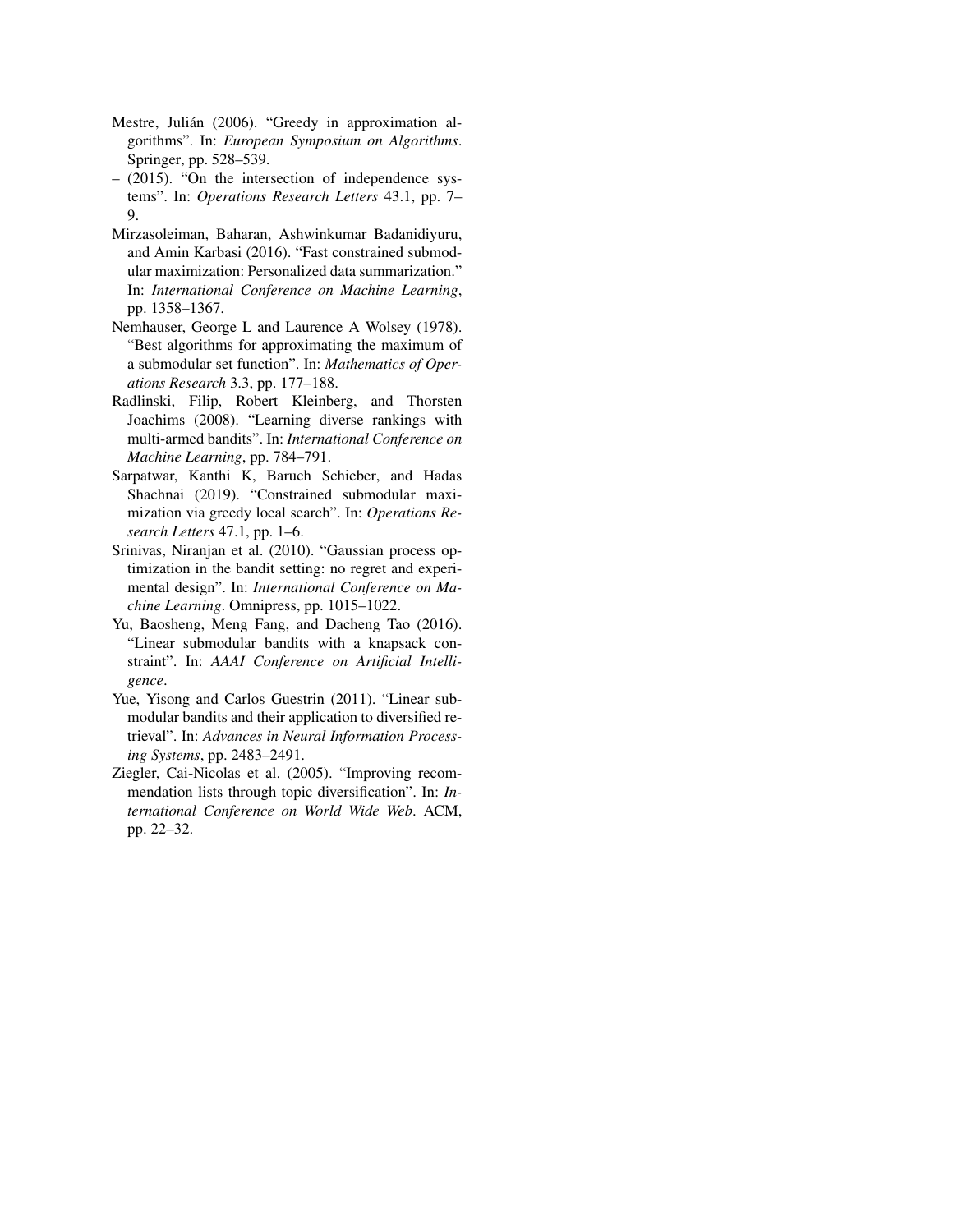Mestre, Julián (2006). "Greedy in approximation algorithms". In: *European Symposium on Algorithms*. Springer, pp. 528–539.

– (2015). "On the intersection of independence systems". In: *Operations Research Letters* 43.1, pp. 7–9.

Mirzasoleiman, Baharan, Ashwinkumar Badanidiyuru, and Amin Karbasi (2016). "Fast constrained submodular maximization: Personalized data summarization." In: *International Conference on Machine Learning*, pp. 1358–1367.

Nemhauser, George L and Laurence A Wolsey (1978). "Best algorithms for approximating the maximum of a submodular set function". In: *Mathematics of Operations Research* 3.3, pp. 177–188.

Radlinski, Filip, Robert Kleinberg, and Thorsten Joachims (2008). "Learning diverse rankings with multi-armed bandits". In: *International Conference on Machine Learning*, pp. 784–791.

Sarpatwar, Kanthi K, Baruch Schieber, and Hadas Shachnai (2019). "Constrained submodular maximization via greedy local search". In: *Operations Research Letters* 47.1, pp. 1–6.

Srinivas, Niranjan et al. (2010). "Gaussian process optimization in the bandit setting: no regret and experimental design". In: *International Conference on Machine Learning*. Omnipress, pp. 1015–1022.

Yu, Baosheng, Meng Fang, and Dacheng Tao (2016). "Linear submodular bandits with a knapsack constraint". In: *AAAI Conference on Artificial Intelligence*.

Yue, Yisong and Carlos Guestrin (2011). "Linear submodular bandits and their application to diversified retrieval". In: *Advances in Neural Information Processing Systems*, pp. 2483–2491.

Ziegler, Cai-Nicolas et al. (2005). "Improving recommendation lists through topic diversification". In: *International Conference on World Wide Web*. ACM, pp. 22–32.